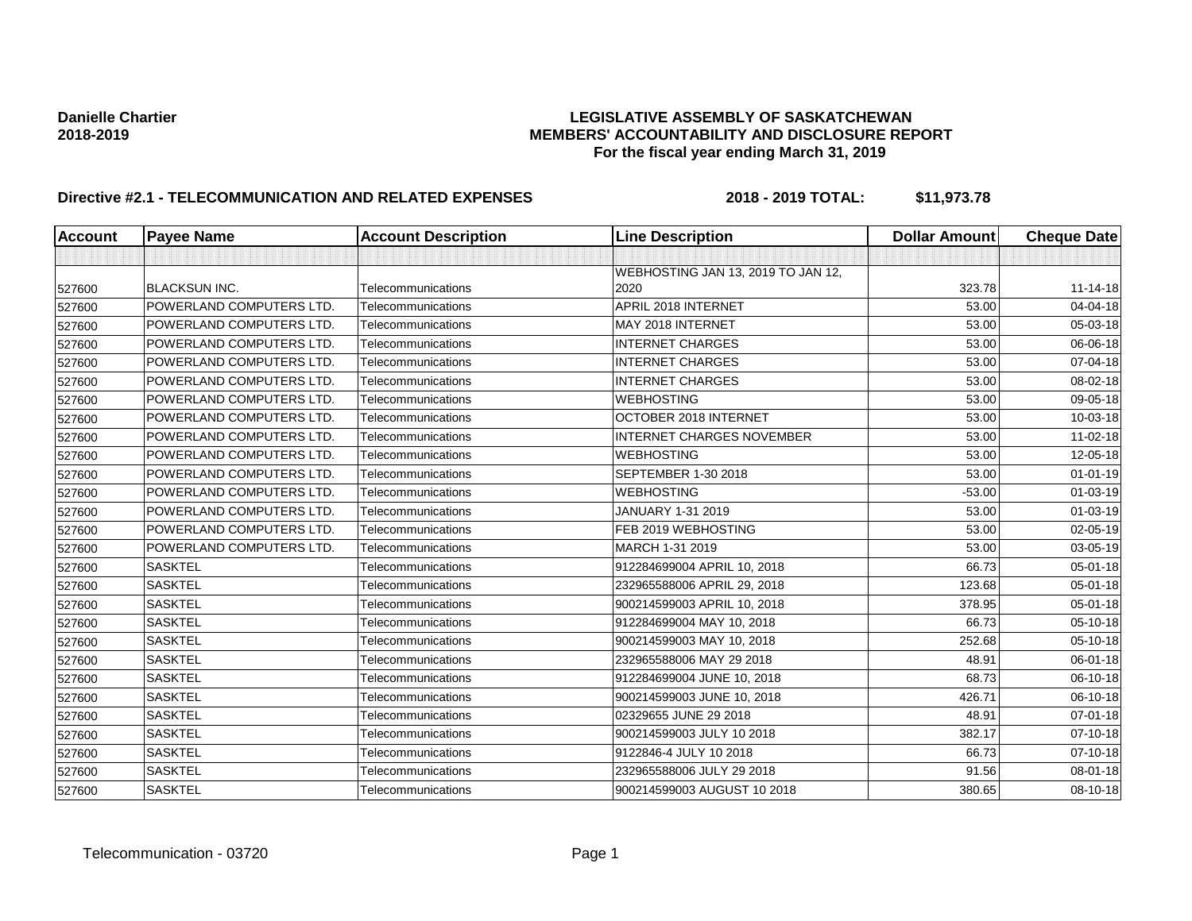**Danielle Chartier**
**2018-2019**

# LEGISLATIVE ASSEMBLY OF SASKATCHEWAN
## MEMBERS' ACCOUNTABILITY AND DISCLOSURE REPORT
### For the fiscal year ending March 31, 2019

**Directive #2.1 - TELECOMMUNICATION AND RELATED EXPENSES** **2018 - 2019 TOTAL: $11,973.78**

| Account | Payee Name | Account Description | Line Description | Dollar Amount | Cheque Date |
|---|---|---|---|---|---|
| | | | | | |
| 527600 | BLACKSUN INC. | Telecommunications | WEBHOSTING JAN 13, 2019 TO JAN 12, 2020 | 323.78 | 11-14-18 |
| 527600 | POWERLAND COMPUTERS LTD. | Telecommunications | APRIL 2018 INTERNET | 53.00 | 04-04-18 |
| 527600 | POWERLAND COMPUTERS LTD. | Telecommunications | MAY 2018 INTERNET | 53.00 | 05-03-18 |
| 527600 | POWERLAND COMPUTERS LTD. | Telecommunications | INTERNET CHARGES | 53.00 | 06-06-18 |
| 527600 | POWERLAND COMPUTERS LTD. | Telecommunications | INTERNET CHARGES | 53.00 | 07-04-18 |
| 527600 | POWERLAND COMPUTERS LTD. | Telecommunications | INTERNET CHARGES | 53.00 | 08-02-18 |
| 527600 | POWERLAND COMPUTERS LTD. | Telecommunications | WEBHOSTING | 53.00 | 09-05-18 |
| 527600 | POWERLAND COMPUTERS LTD. | Telecommunications | OCTOBER 2018 INTERNET | 53.00 | 10-03-18 |
| 527600 | POWERLAND COMPUTERS LTD. | Telecommunications | INTERNET CHARGES NOVEMBER | 53.00 | 11-02-18 |
| 527600 | POWERLAND COMPUTERS LTD. | Telecommunications | WEBHOSTING | 53.00 | 12-05-18 |
| 527600 | POWERLAND COMPUTERS LTD. | Telecommunications | SEPTEMBER 1-30 2018 | 53.00 | 01-01-19 |
| 527600 | POWERLAND COMPUTERS LTD. | Telecommunications | WEBHOSTING | -53.00 | 01-03-19 |
| 527600 | POWERLAND COMPUTERS LTD. | Telecommunications | JANUARY 1-31 2019 | 53.00 | 01-03-19 |
| 527600 | POWERLAND COMPUTERS LTD. | Telecommunications | FEB 2019 WEBHOSTING | 53.00 | 02-05-19 |
| 527600 | POWERLAND COMPUTERS LTD. | Telecommunications | MARCH 1-31 2019 | 53.00 | 03-05-19 |
| 527600 | SASKTEL | Telecommunications | 912284699004 APRIL 10, 2018 | 66.73 | 05-01-18 |
| 527600 | SASKTEL | Telecommunications | 232965588006 APRIL 29, 2018 | 123.68 | 05-01-18 |
| 527600 | SASKTEL | Telecommunications | 900214599003 APRIL 10, 2018 | 378.95 | 05-01-18 |
| 527600 | SASKTEL | Telecommunications | 912284699004 MAY 10, 2018 | 66.73 | 05-10-18 |
| 527600 | SASKTEL | Telecommunications | 900214599003 MAY 10, 2018 | 252.68 | 05-10-18 |
| 527600 | SASKTEL | Telecommunications | 232965588006 MAY 29 2018 | 48.91 | 06-01-18 |
| 527600 | SASKTEL | Telecommunications | 912284699004 JUNE 10, 2018 | 68.73 | 06-10-18 |
| 527600 | SASKTEL | Telecommunications | 900214599003 JUNE 10, 2018 | 426.71 | 06-10-18 |
| 527600 | SASKTEL | Telecommunications | 02329655 JUNE 29 2018 | 48.91 | 07-01-18 |
| 527600 | SASKTEL | Telecommunications | 900214599003 JULY 10 2018 | 382.17 | 07-10-18 |
| 527600 | SASKTEL | Telecommunications | 9122846-4 JULY 10 2018 | 66.73 | 07-10-18 |
| 527600 | SASKTEL | Telecommunications | 232965588006 JULY 29 2018 | 91.56 | 08-01-18 |
| 527600 | SASKTEL | Telecommunications | 900214599003 AUGUST 10 2018 | 380.65 | 08-10-18 |

Telecommunication - 03720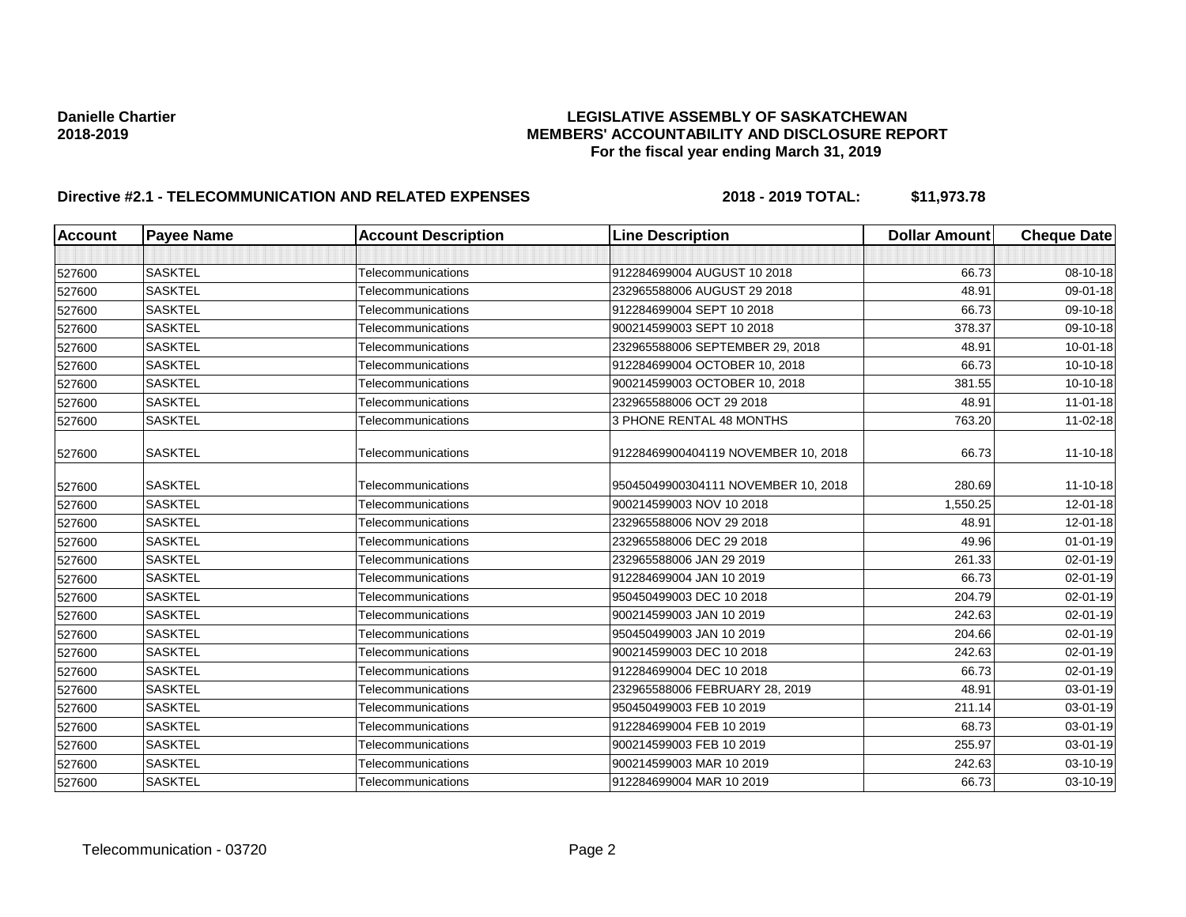**Danielle Chartier**
**2018-2019**

**LEGISLATIVE ASSEMBLY OF SASKATCHEWAN**
**MEMBERS' ACCOUNTABILITY AND DISCLOSURE REPORT**
**For the fiscal year ending March 31, 2019**

**Directive #2.1 - TELECOMMUNICATION AND RELATED EXPENSES** **2018 - 2019 TOTAL: $11,973.78**

| Account | Payee Name | Account Description | Line Description | Dollar Amount | Cheque Date |
|---|---|---|---|---|---|
| | | | | | |
| 527600 | SASKTEL | Telecommunications | 912284699004 AUGUST 10 2018 | 66.73 | 08-10-18 |
| 527600 | SASKTEL | Telecommunications | 232965588006 AUGUST 29 2018 | 48.91 | 09-01-18 |
| 527600 | SASKTEL | Telecommunications | 912284699004 SEPT 10 2018 | 66.73 | 09-10-18 |
| 527600 | SASKTEL | Telecommunications | 900214599003 SEPT 10 2018 | 378.37 | 09-10-18 |
| 527600 | SASKTEL | Telecommunications | 232965588006 SEPTEMBER 29, 2018 | 48.91 | 10-01-18 |
| 527600 | SASKTEL | Telecommunications | 912284699004 OCTOBER 10, 2018 | 66.73 | 10-10-18 |
| 527600 | SASKTEL | Telecommunications | 900214599003 OCTOBER 10, 2018 | 381.55 | 10-10-18 |
| 527600 | SASKTEL | Telecommunications | 232965588006 OCT 29 2018 | 48.91 | 11-01-18 |
| 527600 | SASKTEL | Telecommunications | 3 PHONE RENTAL 48 MONTHS | 763.20 | 11-02-18 |
| 527600 | SASKTEL | Telecommunications | 91228469900404119 NOVEMBER 10, 2018 | 66.73 | 11-10-18 |
| 527600 | SASKTEL | Telecommunications | 95045049900304111 NOVEMBER 10, 2018 | 280.69 | 11-10-18 |
| 527600 | SASKTEL | Telecommunications | 900214599003 NOV 10 2018 | 1,550.25 | 12-01-18 |
| 527600 | SASKTEL | Telecommunications | 232965588006 NOV 29 2018 | 48.91 | 12-01-18 |
| 527600 | SASKTEL | Telecommunications | 232965588006 DEC 29 2018 | 49.96 | 01-01-19 |
| 527600 | SASKTEL | Telecommunications | 232965588006 JAN 29 2019 | 261.33 | 02-01-19 |
| 527600 | SASKTEL | Telecommunications | 912284699004 JAN 10 2019 | 66.73 | 02-01-19 |
| 527600 | SASKTEL | Telecommunications | 950450499003 DEC 10 2018 | 204.79 | 02-01-19 |
| 527600 | SASKTEL | Telecommunications | 900214599003 JAN 10 2019 | 242.63 | 02-01-19 |
| 527600 | SASKTEL | Telecommunications | 950450499003 JAN 10 2019 | 204.66 | 02-01-19 |
| 527600 | SASKTEL | Telecommunications | 900214599003 DEC 10 2018 | 242.63 | 02-01-19 |
| 527600 | SASKTEL | Telecommunications | 912284699004 DEC 10 2018 | 66.73 | 02-01-19 |
| 527600 | SASKTEL | Telecommunications | 232965588006 FEBRUARY 28, 2019 | 48.91 | 03-01-19 |
| 527600 | SASKTEL | Telecommunications | 950450499003 FEB 10 2019 | 211.14 | 03-01-19 |
| 527600 | SASKTEL | Telecommunications | 912284699004 FEB 10 2019 | 68.73 | 03-01-19 |
| 527600 | SASKTEL | Telecommunications | 900214599003 FEB 10 2019 | 255.97 | 03-01-19 |
| 527600 | SASKTEL | Telecommunications | 900214599003 MAR 10 2019 | 242.63 | 03-10-19 |
| 527600 | SASKTEL | Telecommunications | 912284699004 MAR 10 2019 | 66.73 | 03-10-19 |

Telecommunication - 03720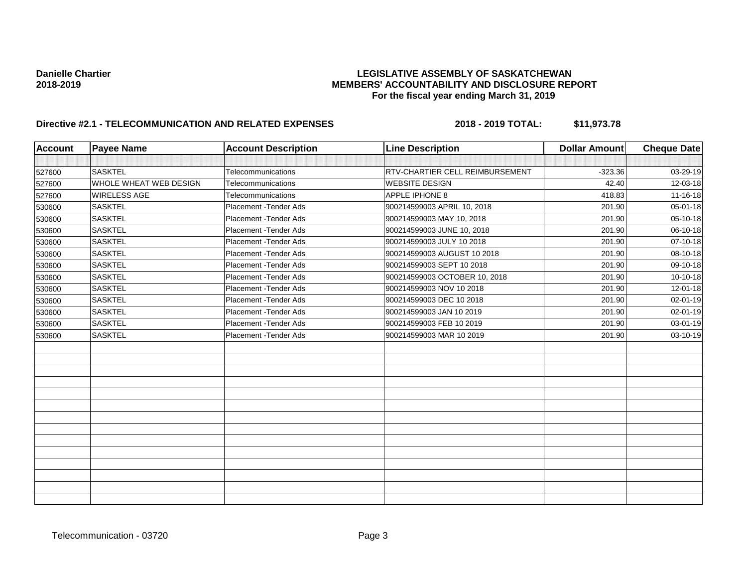**Danielle Chartier**
**2018-2019**

**LEGISLATIVE ASSEMBLY OF SASKATCHEWAN**
**MEMBERS' ACCOUNTABILITY AND DISCLOSURE REPORT**
**For the fiscal year ending March 31, 2019**

**Directive #2.1 - TELECOMMUNICATION AND RELATED EXPENSES** **2018 - 2019 TOTAL: $11,973.78**

| Account | Payee Name | Account Description | Line Description | Dollar Amount | Cheque Date |
|---|---|---|---|---|---|
| | | | | | |
| 527600 | SASKTEL | Telecommunications | RTV-CHARTIER CELL REIMBURSEMENT | -323.36 | 03-29-19 |
| 527600 | WHOLE WHEAT WEB DESIGN | Telecommunications | WEBSITE DESIGN | 42.40 | 12-03-18 |
| 527600 | WIRELESS AGE | Telecommunications | APPLE IPHONE 8 | 418.83 | 11-16-18 |
| 530600 | SASKTEL | Placement -Tender Ads | 900214599003 APRIL 10, 2018 | 201.90 | 05-01-18 |
| 530600 | SASKTEL | Placement -Tender Ads | 900214599003 MAY 10, 2018 | 201.90 | 05-10-18 |
| 530600 | SASKTEL | Placement -Tender Ads | 900214599003 JUNE 10, 2018 | 201.90 | 06-10-18 |
| 530600 | SASKTEL | Placement -Tender Ads | 900214599003 JULY 10 2018 | 201.90 | 07-10-18 |
| 530600 | SASKTEL | Placement -Tender Ads | 900214599003 AUGUST 10 2018 | 201.90 | 08-10-18 |
| 530600 | SASKTEL | Placement -Tender Ads | 900214599003 SEPT 10 2018 | 201.90 | 09-10-18 |
| 530600 | SASKTEL | Placement -Tender Ads | 900214599003 OCTOBER 10, 2018 | 201.90 | 10-10-18 |
| 530600 | SASKTEL | Placement -Tender Ads | 900214599003 NOV 10 2018 | 201.90 | 12-01-18 |
| 530600 | SASKTEL | Placement -Tender Ads | 900214599003 DEC 10 2018 | 201.90 | 02-01-19 |
| 530600 | SASKTEL | Placement -Tender Ads | 900214599003 JAN 10 2019 | 201.90 | 02-01-19 |
| 530600 | SASKTEL | Placement -Tender Ads | 900214599003 FEB 10 2019 | 201.90 | 03-01-19 |
| 530600 | SASKTEL | Placement -Tender Ads | 900214599003 MAR 10 2019 | 201.90 | 03-10-19 |

Telecommunication - 03720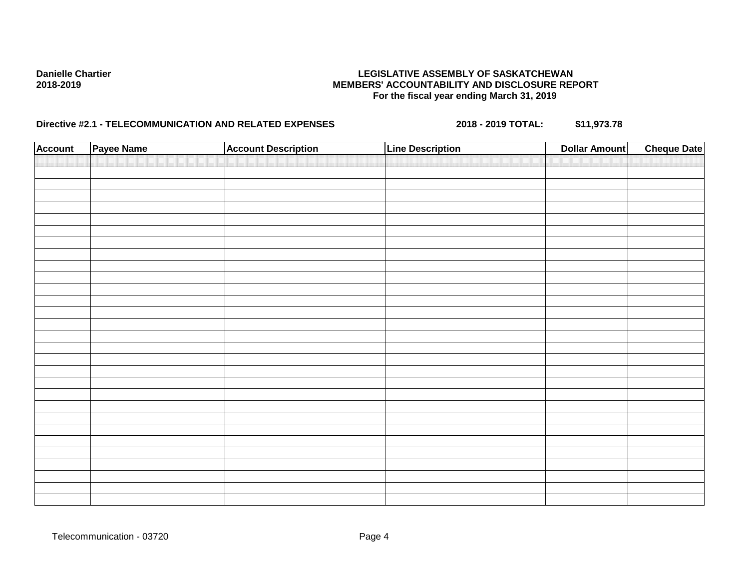Danielle Chartier
2018-2019

**LEGISLATIVE ASSEMBLY OF SASKATCHEWAN**
**MEMBERS' ACCOUNTABILITY AND DISCLOSURE REPORT**
**For the fiscal year ending March 31, 2019**

**Directive #2.1 - TELECOMMUNICATION AND RELATED EXPENSES** **2018 - 2019 TOTAL: $11,973.78**

| Account | Payee Name | Account Description | Line Description | Dollar Amount | Cheque Date |
|---|---|---|---|---|---|
| | | | | | |

Telecommunication - 03720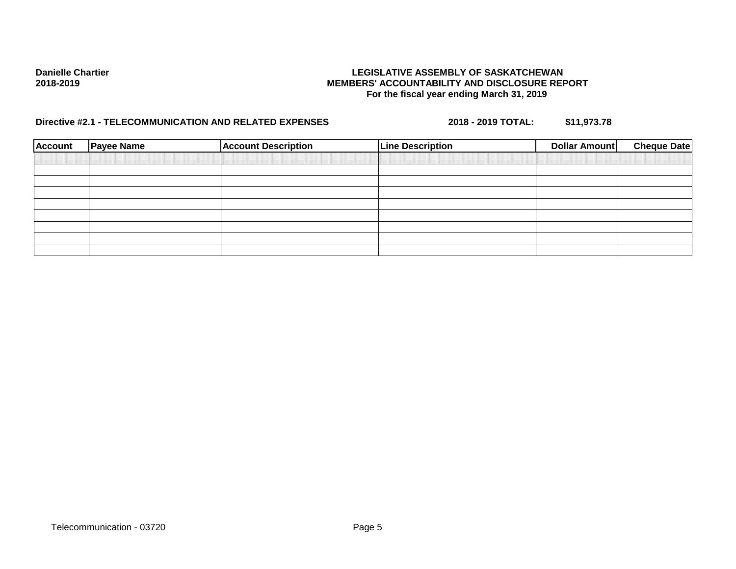**Danielle Chartier**
**2018-2019**

**LEGISLATIVE ASSEMBLY OF SASKATCHEWAN**
**MEMBERS' ACCOUNTABILITY AND DISCLOSURE REPORT**
**For the fiscal year ending March 31, 2019**

**Directive #2.1 - TELECOMMUNICATION AND RELATED EXPENSES** **2018 - 2019 TOTAL: $11,973.78**

| Account | Payee Name | Account Description | Line Description | Dollar Amount | Cheque Date |
|---|---|---|---|---|---|
| | | | | | |
| | | | | | |
| | | | | | |
| | | | | | |
| | | | | | |
| | | | | | |
| | | | | | |
| | | | | | |

Telecommunication - 03720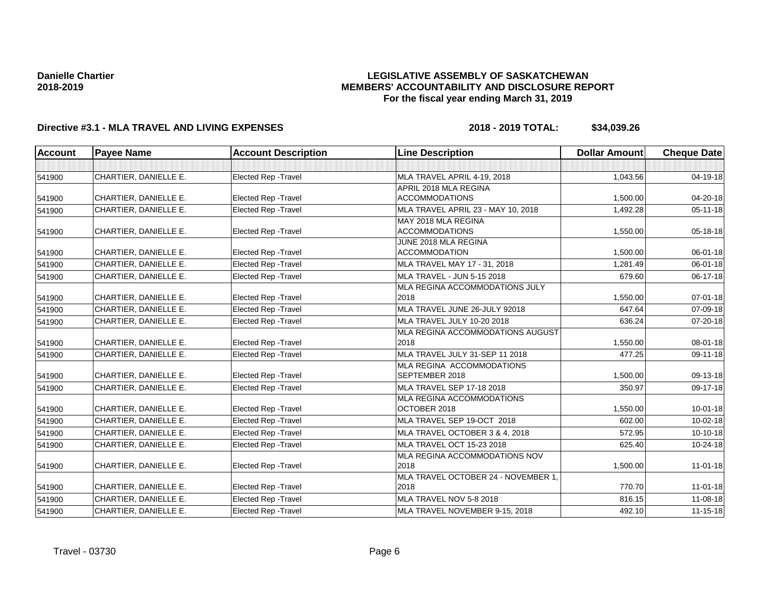**Danielle Chartier**
**2018-2019**

**LEGISLATIVE ASSEMBLY OF SASKATCHEWAN**
**MEMBERS' ACCOUNTABILITY AND DISCLOSURE REPORT**
**For the fiscal year ending March 31, 2019**

**Directive #3.1 - MLA TRAVEL AND LIVING EXPENSES** **2018 - 2019 TOTAL: $34,039.26**

| Account | Payee Name | Account Description | Line Description | Dollar Amount | Cheque Date |
|---|---|---|---|---|---|
| | | | | | |
| 541900 | CHARTIER, DANIELLE E. | Elected Rep -Travel | MLA TRAVEL APRIL 4-19, 2018 | 1,043.56 | 04-19-18 |
| 541900 | CHARTIER, DANIELLE E. | Elected Rep -Travel | APRIL 2018 MLA REGINA ACCOMMODATIONS | 1,500.00 | 04-20-18 |
| 541900 | CHARTIER, DANIELLE E. | Elected Rep -Travel | MLA TRAVEL APRIL 23 - MAY 10, 2018 | 1,492.28 | 05-11-18 |
| 541900 | CHARTIER, DANIELLE E. | Elected Rep -Travel | MAY 2018 MLA REGINA ACCOMMODATIONS | 1,550.00 | 05-18-18 |
| 541900 | CHARTIER, DANIELLE E. | Elected Rep -Travel | JUNE 2018 MLA REGINA ACCOMMODATION | 1,500.00 | 06-01-18 |
| 541900 | CHARTIER, DANIELLE E. | Elected Rep -Travel | MLA TRAVEL MAY 17 - 31, 2018 | 1,281.49 | 06-01-18 |
| 541900 | CHARTIER, DANIELLE E. | Elected Rep -Travel | MLA TRAVEL - JUN 5-15 2018 | 679.60 | 06-17-18 |
| 541900 | CHARTIER, DANIELLE E. | Elected Rep -Travel | MLA REGINA ACCOMMODATIONS JULY 2018 | 1,550.00 | 07-01-18 |
| 541900 | CHARTIER, DANIELLE E. | Elected Rep -Travel | MLA TRAVEL JUNE 26-JULY 92018 | 647.64 | 07-09-18 |
| 541900 | CHARTIER, DANIELLE E. | Elected Rep -Travel | MLA TRAVEL JULY 10-20 2018 | 636.24 | 07-20-18 |
| 541900 | CHARTIER, DANIELLE E. | Elected Rep -Travel | MLA REGINA ACCOMMODATIONS AUGUST 2018 | 1,550.00 | 08-01-18 |
| 541900 | CHARTIER, DANIELLE E. | Elected Rep -Travel | MLA TRAVEL JULY 31-SEP 11 2018 | 477.25 | 09-11-18 |
| 541900 | CHARTIER, DANIELLE E. | Elected Rep -Travel | MLA REGINA ACCOMMODATIONS SEPTEMBER 2018 | 1,500.00 | 09-13-18 |
| 541900 | CHARTIER, DANIELLE E. | Elected Rep -Travel | MLA TRAVEL SEP 17-18 2018 | 350.97 | 09-17-18 |
| 541900 | CHARTIER, DANIELLE E. | Elected Rep -Travel | MLA REGINA ACCOMMODATIONS OCTOBER 2018 | 1,550.00 | 10-01-18 |
| 541900 | CHARTIER, DANIELLE E. | Elected Rep -Travel | MLA TRAVEL SEP 19-OCT 2018 | 602.00 | 10-02-18 |
| 541900 | CHARTIER, DANIELLE E. | Elected Rep -Travel | MLA TRAVEL OCTOBER 3 & 4, 2018 | 572.95 | 10-10-18 |
| 541900 | CHARTIER, DANIELLE E. | Elected Rep -Travel | MLA TRAVEL OCT 15-23 2018 | 625.40 | 10-24-18 |
| 541900 | CHARTIER, DANIELLE E. | Elected Rep -Travel | MLA REGINA ACCOMMODATIONS NOV 2018 | 1,500.00 | 11-01-18 |
| 541900 | CHARTIER, DANIELLE E. | Elected Rep -Travel | MLA TRAVEL OCTOBER 24 - NOVEMBER 1, 2018 | 770.70 | 11-01-18 |
| 541900 | CHARTIER, DANIELLE E. | Elected Rep -Travel | MLA TRAVEL NOV 5-8 2018 | 816.15 | 11-08-18 |
| 541900 | CHARTIER, DANIELLE E. | Elected Rep -Travel | MLA TRAVEL NOVEMBER 9-15, 2018 | 492.10 | 11-15-18 |

Travel - 03730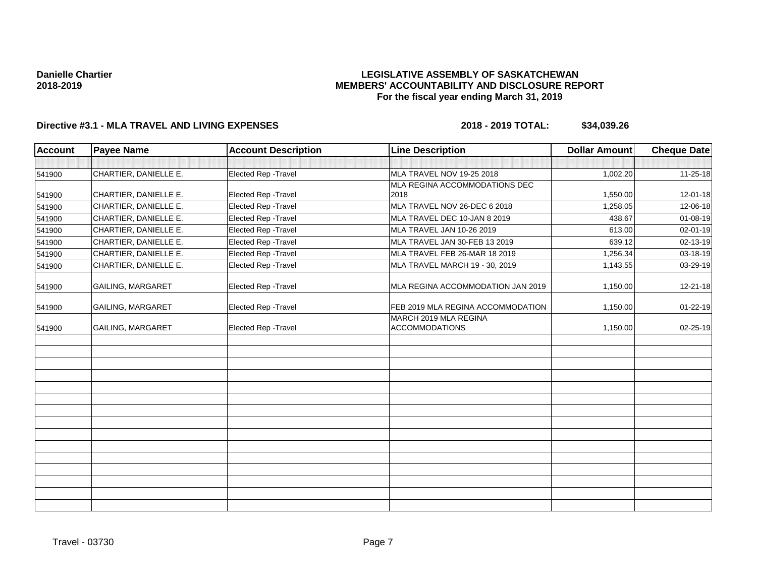**Danielle Chartier**
**2018-2019**

**LEGISLATIVE ASSEMBLY OF SASKATCHEWAN**
**MEMBERS' ACCOUNTABILITY AND DISCLOSURE REPORT**
**For the fiscal year ending March 31, 2019**

**Directive #3.1 - MLA TRAVEL AND LIVING EXPENSES** **2018 - 2019 TOTAL: $34,039.26**

| Account | Payee Name | Account Description | Line Description | Dollar Amount | Cheque Date |
|---|---|---|---|---|---|
| | | | | | |
| 541900 | CHARTIER, DANIELLE E. | Elected Rep -Travel | MLA TRAVEL NOV 19-25 2018 | 1,002.20 | 11-25-18 |
| 541900 | CHARTIER, DANIELLE E. | Elected Rep -Travel | MLA REGINA ACCOMMODATIONS DEC 2018 | 1,550.00 | 12-01-18 |
| 541900 | CHARTIER, DANIELLE E. | Elected Rep -Travel | MLA TRAVEL NOV 26-DEC 6 2018 | 1,258.05 | 12-06-18 |
| 541900 | CHARTIER, DANIELLE E. | Elected Rep -Travel | MLA TRAVEL DEC 10-JAN 8 2019 | 438.67 | 01-08-19 |
| 541900 | CHARTIER, DANIELLE E. | Elected Rep -Travel | MLA TRAVEL JAN 10-26 2019 | 613.00 | 02-01-19 |
| 541900 | CHARTIER, DANIELLE E. | Elected Rep -Travel | MLA TRAVEL JAN 30-FEB 13 2019 | 639.12 | 02-13-19 |
| 541900 | CHARTIER, DANIELLE E. | Elected Rep -Travel | MLA TRAVEL FEB 26-MAR 18 2019 | 1,256.34 | 03-18-19 |
| 541900 | CHARTIER, DANIELLE E. | Elected Rep -Travel | MLA TRAVEL MARCH 19 - 30, 2019 | 1,143.55 | 03-29-19 |
| 541900 | GAILING, MARGARET | Elected Rep -Travel | MLA REGINA ACCOMMODATION JAN 2019 | 1,150.00 | 12-21-18 |
| 541900 | GAILING, MARGARET | Elected Rep -Travel | FEB 2019 MLA REGINA ACCOMMODATION | 1,150.00 | 01-22-19 |
| 541900 | GAILING, MARGARET | Elected Rep -Travel | MARCH 2019 MLA REGINA ACCOMMODATIONS | 1,150.00 | 02-25-19 |

Travel - 03730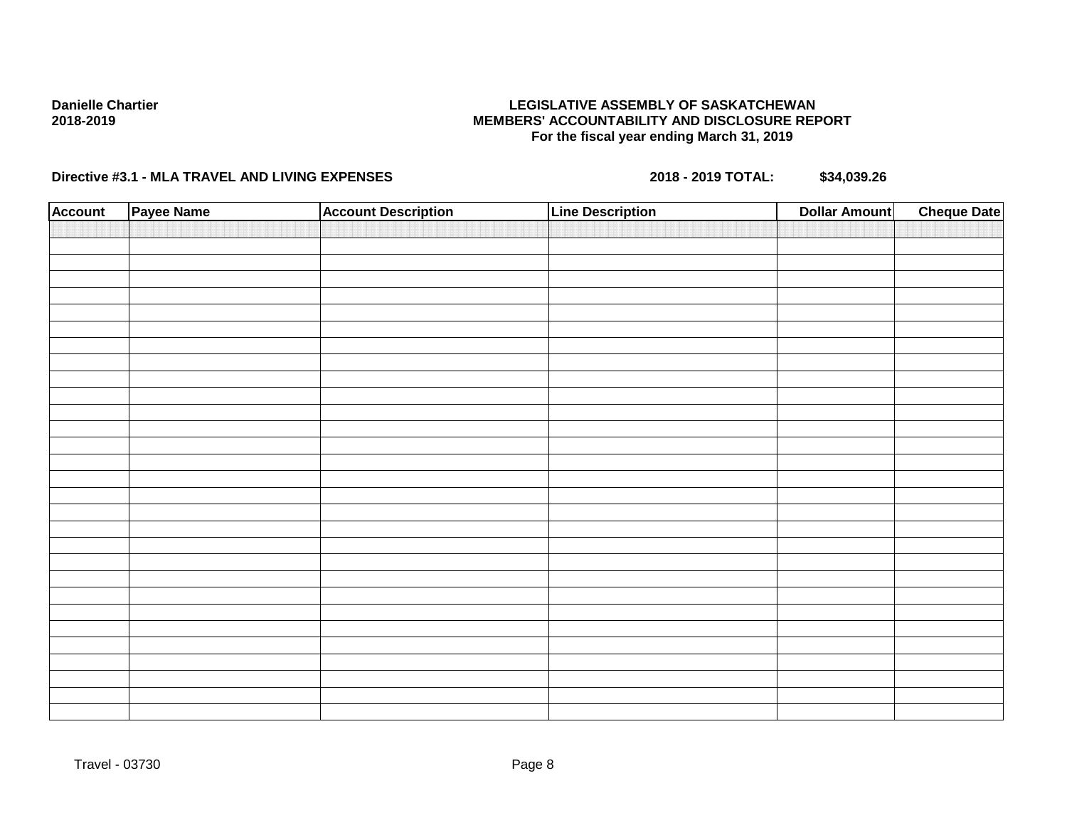**Danielle Chartier**
**2018-2019**

**LEGISLATIVE ASSEMBLY OF SASKATCHEWAN**
**MEMBERS' ACCOUNTABILITY AND DISCLOSURE REPORT**
**For the fiscal year ending March 31, 2019**

**Directive #3.1 - MLA TRAVEL AND LIVING EXPENSES** **2018 - 2019 TOTAL: $34,039.26**

| Account | Payee Name | Account Description | Line Description | Dollar Amount | Cheque Date |
|---|---|---|---|---|---|
| | | | | | |

Travel - 03730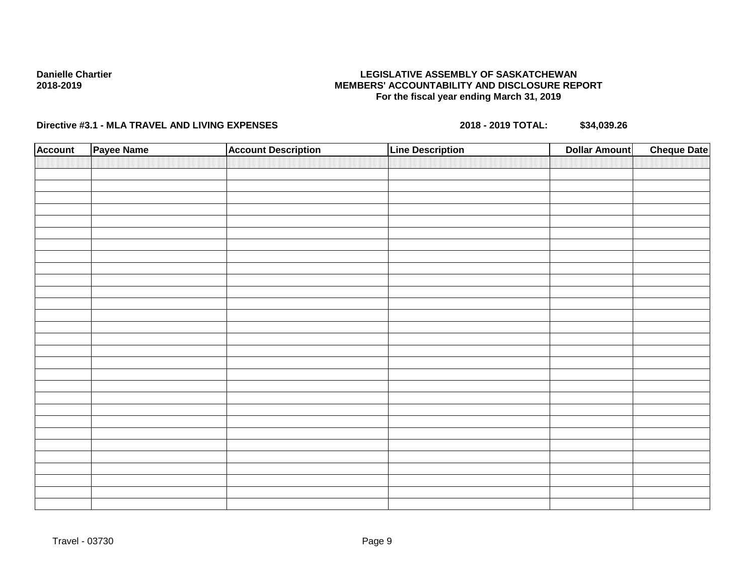**Danielle Chartier**
**2018-2019**

**LEGISLATIVE ASSEMBLY OF SASKATCHEWAN**
**MEMBERS' ACCOUNTABILITY AND DISCLOSURE REPORT**
**For the fiscal year ending March 31, 2019**

**Directive #3.1 - MLA TRAVEL AND LIVING EXPENSES** **2018 - 2019 TOTAL: $34,039.26**

| Account | Payee Name | Account Description | Line Description | Dollar Amount | Cheque Date |
|---|---|---|---|---|---|
| | | | | | |

Travel - 03730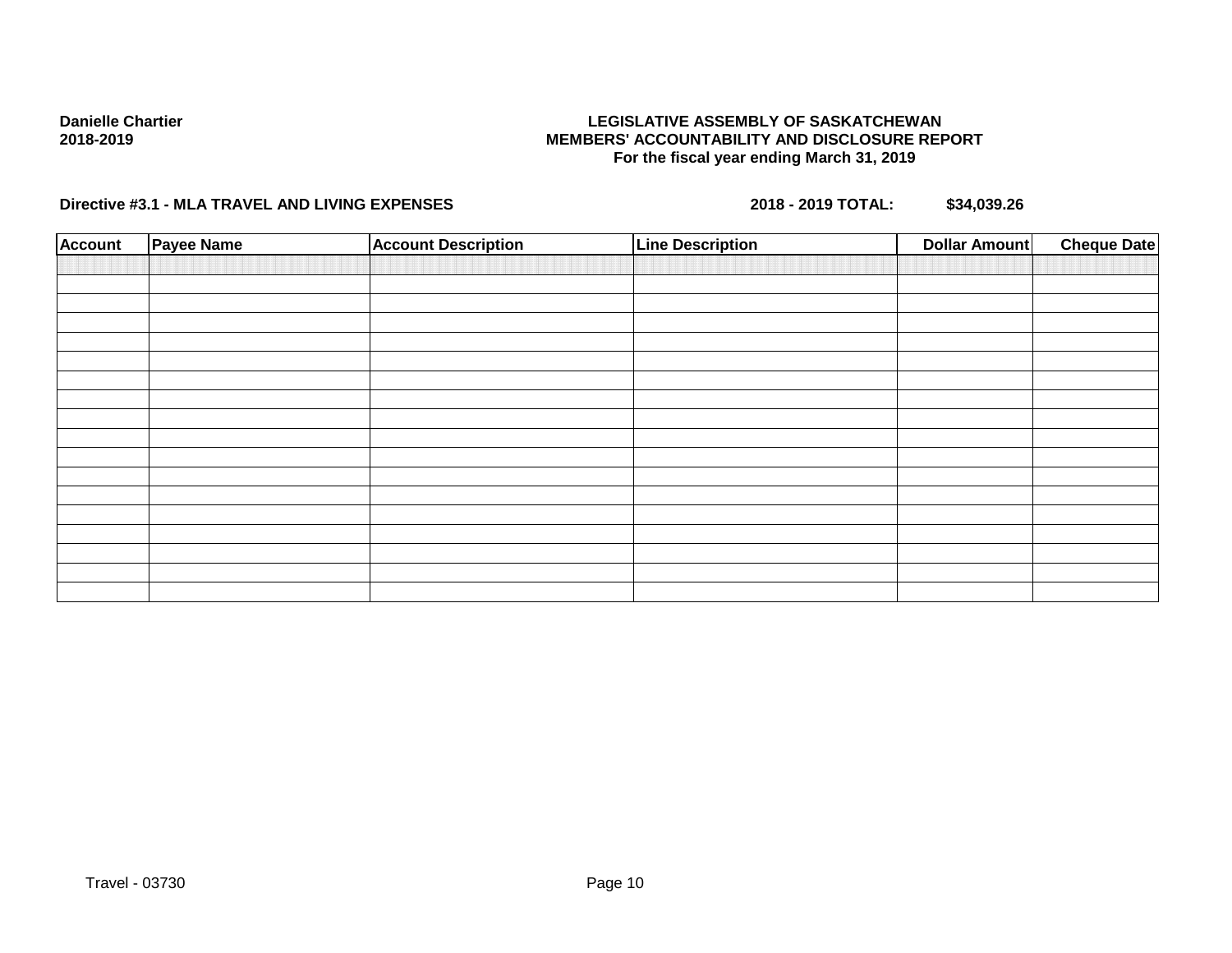**Danielle Chartier**
**2018-2019**

**LEGISLATIVE ASSEMBLY OF SASKATCHEWAN**
**MEMBERS' ACCOUNTABILITY AND DISCLOSURE REPORT**
**For the fiscal year ending March 31, 2019**

**Directive #3.1 - MLA TRAVEL AND LIVING EXPENSES** **2018 - 2019 TOTAL:** **$34,039.26**

| Account | Payee Name | Account Description | Line Description | Dollar Amount | Cheque Date |
|---|---|---|---|---|---|
| | | | | | |
| | | | | | |
| | | | | | |
| | | | | | |
| | | | | | |
| | | | | | |
| | | | | | |
| | | | | | |
| | | | | | |
| | | | | | |
| | | | | | |
| | | | | | |
| | | | | | |
| | | | | | |
| | | | | | |
| | | | | | |
| | | | | | |
| | | | | | |

Travel - 03730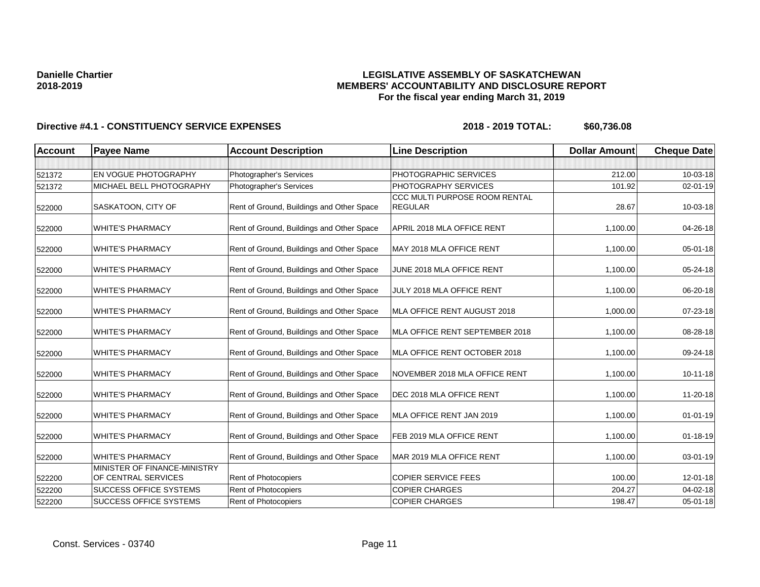**Danielle Chartier**
**2018-2019**

**LEGISLATIVE ASSEMBLY OF SASKATCHEWAN**
**MEMBERS' ACCOUNTABILITY AND DISCLOSURE REPORT**
**For the fiscal year ending March 31, 2019**

**Directive #4.1 - CONSTITUENCY SERVICE EXPENSES** **2018 - 2019 TOTAL: $60,736.08**

| Account | Payee Name | Account Description | Line Description | Dollar Amount | Cheque Date |
|---|---|---|---|---|---|
| | | | | | |
| 521372 | EN VOGUE PHOTOGRAPHY | Photographer's Services | PHOTOGRAPHIC SERVICES | 212.00 | 10-03-18 |
| 521372 | MICHAEL BELL PHOTOGRAPHY | Photographer's Services | PHOTOGRAPHY SERVICES | 101.92 | 02-01-19 |
| 522000 | SASKATOON, CITY OF | Rent of Ground, Buildings and Other Space | CCC MULTI PURPOSE ROOM RENTAL REGULAR | 28.67 | 10-03-18 |
| 522000 | WHITE'S PHARMACY | Rent of Ground, Buildings and Other Space | APRIL 2018 MLA OFFICE RENT | 1,100.00 | 04-26-18 |
| 522000 | WHITE'S PHARMACY | Rent of Ground, Buildings and Other Space | MAY 2018 MLA OFFICE RENT | 1,100.00 | 05-01-18 |
| 522000 | WHITE'S PHARMACY | Rent of Ground, Buildings and Other Space | JUNE 2018 MLA OFFICE RENT | 1,100.00 | 05-24-18 |
| 522000 | WHITE'S PHARMACY | Rent of Ground, Buildings and Other Space | JULY 2018 MLA OFFICE RENT | 1,100.00 | 06-20-18 |
| 522000 | WHITE'S PHARMACY | Rent of Ground, Buildings and Other Space | MLA OFFICE RENT AUGUST 2018 | 1,000.00 | 07-23-18 |
| 522000 | WHITE'S PHARMACY | Rent of Ground, Buildings and Other Space | MLA OFFICE RENT SEPTEMBER 2018 | 1,100.00 | 08-28-18 |
| 522000 | WHITE'S PHARMACY | Rent of Ground, Buildings and Other Space | MLA OFFICE RENT OCTOBER 2018 | 1,100.00 | 09-24-18 |
| 522000 | WHITE'S PHARMACY | Rent of Ground, Buildings and Other Space | NOVEMBER 2018 MLA OFFICE RENT | 1,100.00 | 10-11-18 |
| 522000 | WHITE'S PHARMACY | Rent of Ground, Buildings and Other Space | DEC 2018 MLA OFFICE RENT | 1,100.00 | 11-20-18 |
| 522000 | WHITE'S PHARMACY | Rent of Ground, Buildings and Other Space | MLA OFFICE RENT JAN 2019 | 1,100.00 | 01-01-19 |
| 522000 | WHITE'S PHARMACY | Rent of Ground, Buildings and Other Space | FEB 2019 MLA OFFICE RENT | 1,100.00 | 01-18-19 |
| 522000 | WHITE'S PHARMACY | Rent of Ground, Buildings and Other Space | MAR 2019 MLA OFFICE RENT | 1,100.00 | 03-01-19 |
| 522200 | MINISTER OF FINANCE-MINISTRY OF CENTRAL SERVICES | Rent of Photocopiers | COPIER SERVICE FEES | 100.00 | 12-01-18 |
| 522200 | SUCCESS OFFICE SYSTEMS | Rent of Photocopiers | COPIER CHARGES | 204.27 | 04-02-18 |
| 522200 | SUCCESS OFFICE SYSTEMS | Rent of Photocopiers | COPIER CHARGES | 198.47 | 05-01-18 |

Const. Services - 03740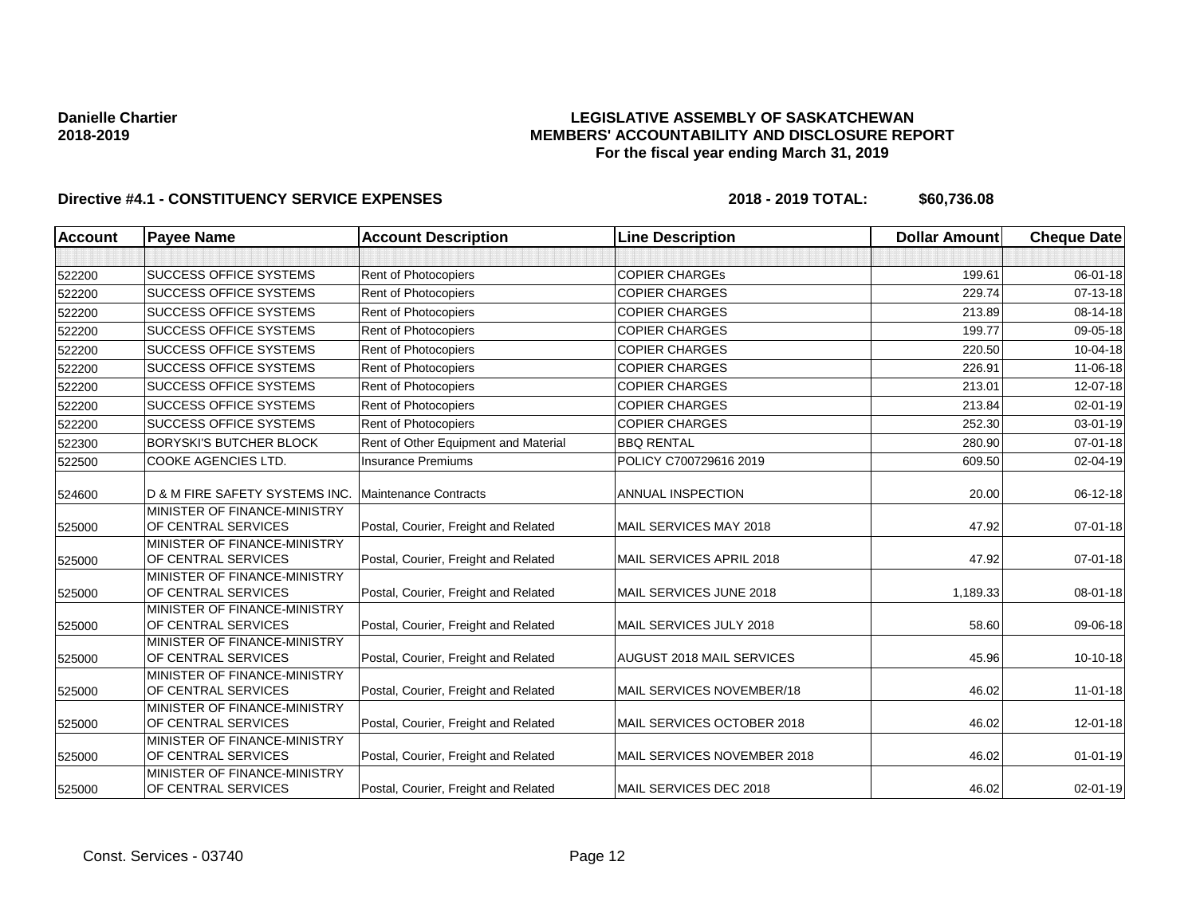**Danielle Chartier**
**2018-2019**

**LEGISLATIVE ASSEMBLY OF SASKATCHEWAN**
**MEMBERS' ACCOUNTABILITY AND DISCLOSURE REPORT**
**For the fiscal year ending March 31, 2019**

**Directive #4.1 - CONSTITUENCY SERVICE EXPENSES** **2018 - 2019 TOTAL: $60,736.08**

| Account | Payee Name | Account Description | Line Description | Dollar Amount | Cheque Date |
|---|---|---|---|---|---|
| | | | | | |
| 522200 | SUCCESS OFFICE SYSTEMS | Rent of Photocopiers | COPIER CHARGEs | 199.61 | 06-01-18 |
| 522200 | SUCCESS OFFICE SYSTEMS | Rent of Photocopiers | COPIER CHARGES | 229.74 | 07-13-18 |
| 522200 | SUCCESS OFFICE SYSTEMS | Rent of Photocopiers | COPIER CHARGES | 213.89 | 08-14-18 |
| 522200 | SUCCESS OFFICE SYSTEMS | Rent of Photocopiers | COPIER CHARGES | 199.77 | 09-05-18 |
| 522200 | SUCCESS OFFICE SYSTEMS | Rent of Photocopiers | COPIER CHARGES | 220.50 | 10-04-18 |
| 522200 | SUCCESS OFFICE SYSTEMS | Rent of Photocopiers | COPIER CHARGES | 226.91 | 11-06-18 |
| 522200 | SUCCESS OFFICE SYSTEMS | Rent of Photocopiers | COPIER CHARGES | 213.01 | 12-07-18 |
| 522200 | SUCCESS OFFICE SYSTEMS | Rent of Photocopiers | COPIER CHARGES | 213.84 | 02-01-19 |
| 522200 | SUCCESS OFFICE SYSTEMS | Rent of Photocopiers | COPIER CHARGES | 252.30 | 03-01-19 |
| 522300 | BORYSKI'S BUTCHER BLOCK | Rent of Other Equipment and Material | BBQ RENTAL | 280.90 | 07-01-18 |
| 522500 | COOKE AGENCIES LTD. | Insurance Premiums | POLICY C700729616 2019 | 609.50 | 02-04-19 |
| 524600 | D & M FIRE SAFETY SYSTEMS INC. | Maintenance Contracts | ANNUAL INSPECTION | 20.00 | 06-12-18 |
| 525000 | MINISTER OF FINANCE-MINISTRY OF CENTRAL SERVICES | Postal, Courier, Freight and Related | MAIL SERVICES MAY 2018 | 47.92 | 07-01-18 |
| 525000 | MINISTER OF FINANCE-MINISTRY OF CENTRAL SERVICES | Postal, Courier, Freight and Related | MAIL SERVICES APRIL 2018 | 47.92 | 07-01-18 |
| 525000 | MINISTER OF FINANCE-MINISTRY OF CENTRAL SERVICES | Postal, Courier, Freight and Related | MAIL SERVICES JUNE 2018 | 1,189.33 | 08-01-18 |
| 525000 | MINISTER OF FINANCE-MINISTRY OF CENTRAL SERVICES | Postal, Courier, Freight and Related | MAIL SERVICES JULY 2018 | 58.60 | 09-06-18 |
| 525000 | MINISTER OF FINANCE-MINISTRY OF CENTRAL SERVICES | Postal, Courier, Freight and Related | AUGUST 2018 MAIL SERVICES | 45.96 | 10-10-18 |
| 525000 | MINISTER OF FINANCE-MINISTRY OF CENTRAL SERVICES | Postal, Courier, Freight and Related | MAIL SERVICES NOVEMBER/18 | 46.02 | 11-01-18 |
| 525000 | MINISTER OF FINANCE-MINISTRY OF CENTRAL SERVICES | Postal, Courier, Freight and Related | MAIL SERVICES OCTOBER 2018 | 46.02 | 12-01-18 |
| 525000 | MINISTER OF FINANCE-MINISTRY OF CENTRAL SERVICES | Postal, Courier, Freight and Related | MAIL SERVICES NOVEMBER 2018 | 46.02 | 01-01-19 |
| 525000 | MINISTER OF FINANCE-MINISTRY OF CENTRAL SERVICES | Postal, Courier, Freight and Related | MAIL SERVICES DEC 2018 | 46.02 | 02-01-19 |

Const. Services - 03740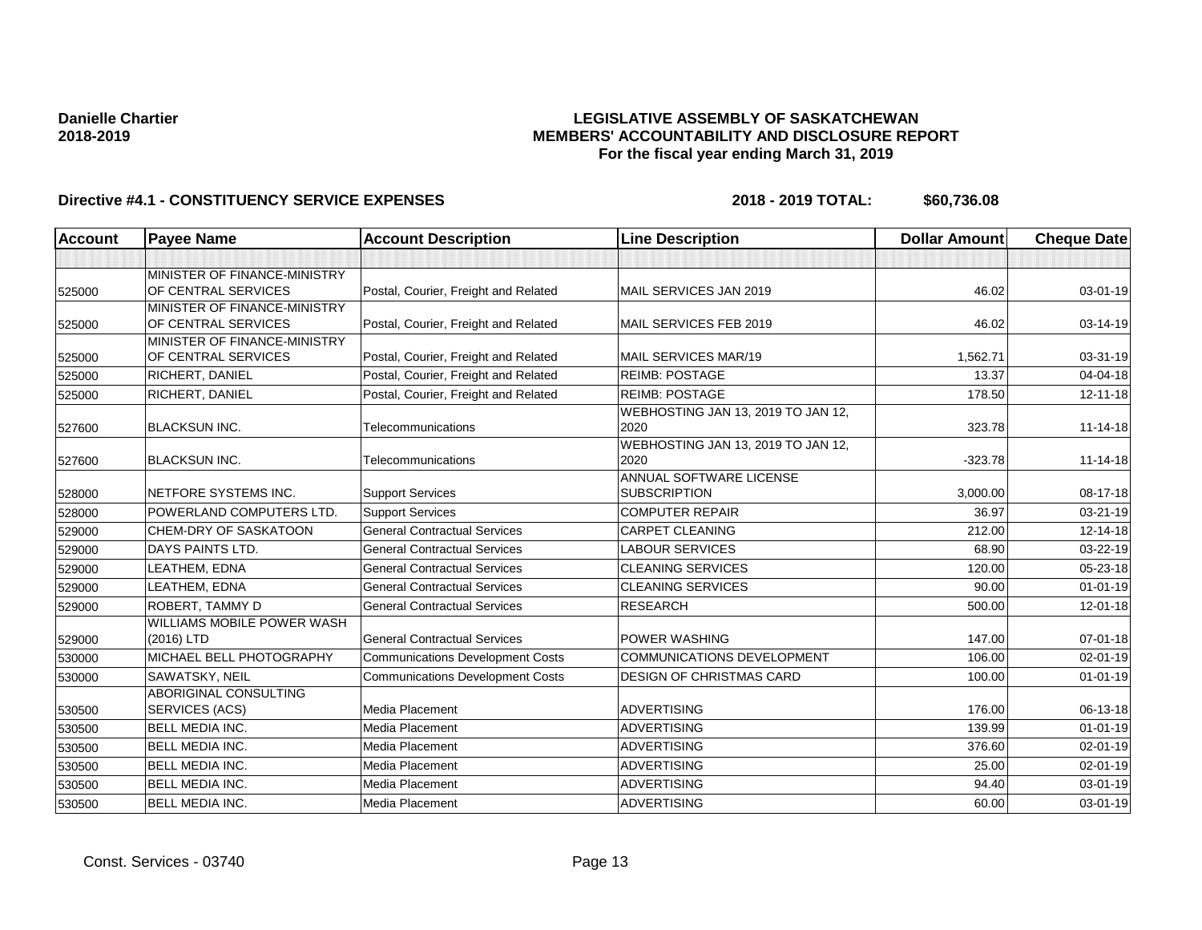**Danielle Chartier**
**2018-2019**

# LEGISLATIVE ASSEMBLY OF SASKATCHEWAN
## MEMBERS' ACCOUNTABILITY AND DISCLOSURE REPORT
### For the fiscal year ending March 31, 2019

**Directive #4.1 - CONSTITUENCY SERVICE EXPENSES** **2018 - 2019 TOTAL: $60,736.08**

| Account | Payee Name | Account Description | Line Description | Dollar Amount | Cheque Date |
|---|---|---|---|---|---|
| | | | | | |
| 525000 | MINISTER OF FINANCE-MINISTRY OF CENTRAL SERVICES | Postal, Courier, Freight and Related | MAIL SERVICES JAN 2019 | 46.02 | 03-01-19 |
| 525000 | MINISTER OF FINANCE-MINISTRY OF CENTRAL SERVICES | Postal, Courier, Freight and Related | MAIL SERVICES FEB 2019 | 46.02 | 03-14-19 |
| 525000 | MINISTER OF FINANCE-MINISTRY OF CENTRAL SERVICES | Postal, Courier, Freight and Related | MAIL SERVICES MAR/19 | 1,562.71 | 03-31-19 |
| 525000 | RICHERT, DANIEL | Postal, Courier, Freight and Related | REIMB: POSTAGE | 13.37 | 04-04-18 |
| 525000 | RICHERT, DANIEL | Postal, Courier, Freight and Related | REIMB: POSTAGE | 178.50 | 12-11-18 |
| 527600 | BLACKSUN INC. | Telecommunications | WEBHOSTING JAN 13, 2019 TO JAN 12, 2020 | 323.78 | 11-14-18 |
| 527600 | BLACKSUN INC. | Telecommunications | WEBHOSTING JAN 13, 2019 TO JAN 12, 2020 | -323.78 | 11-14-18 |
| 528000 | NETFORE SYSTEMS INC. | Support Services | ANNUAL SOFTWARE LICENSE SUBSCRIPTION | 3,000.00 | 08-17-18 |
| 528000 | POWERLAND COMPUTERS LTD. | Support Services | COMPUTER REPAIR | 36.97 | 03-21-19 |
| 529000 | CHEM-DRY OF SASKATOON | General Contractual Services | CARPET CLEANING | 212.00 | 12-14-18 |
| 529000 | DAYS PAINTS LTD. | General Contractual Services | LABOUR SERVICES | 68.90 | 03-22-19 |
| 529000 | LEATHEM, EDNA | General Contractual Services | CLEANING SERVICES | 120.00 | 05-23-18 |
| 529000 | LEATHEM, EDNA | General Contractual Services | CLEANING SERVICES | 90.00 | 01-01-19 |
| 529000 | ROBERT, TAMMY D | General Contractual Services | RESEARCH | 500.00 | 12-01-18 |
| 529000 | WILLIAMS MOBILE POWER WASH (2016) LTD | General Contractual Services | POWER WASHING | 147.00 | 07-01-18 |
| 530000 | MICHAEL BELL PHOTOGRAPHY | Communications Development Costs | COMMUNICATIONS DEVELOPMENT | 106.00 | 02-01-19 |
| 530000 | SAWATSKY, NEIL | Communications Development Costs | DESIGN OF CHRISTMAS CARD | 100.00 | 01-01-19 |
| 530500 | ABORIGINAL CONSULTING SERVICES (ACS) | Media Placement | ADVERTISING | 176.00 | 06-13-18 |
| 530500 | BELL MEDIA INC. | Media Placement | ADVERTISING | 139.99 | 01-01-19 |
| 530500 | BELL MEDIA INC. | Media Placement | ADVERTISING | 376.60 | 02-01-19 |
| 530500 | BELL MEDIA INC. | Media Placement | ADVERTISING | 25.00 | 02-01-19 |
| 530500 | BELL MEDIA INC. | Media Placement | ADVERTISING | 94.40 | 03-01-19 |
| 530500 | BELL MEDIA INC. | Media Placement | ADVERTISING | 60.00 | 03-01-19 |

Const. Services - 03740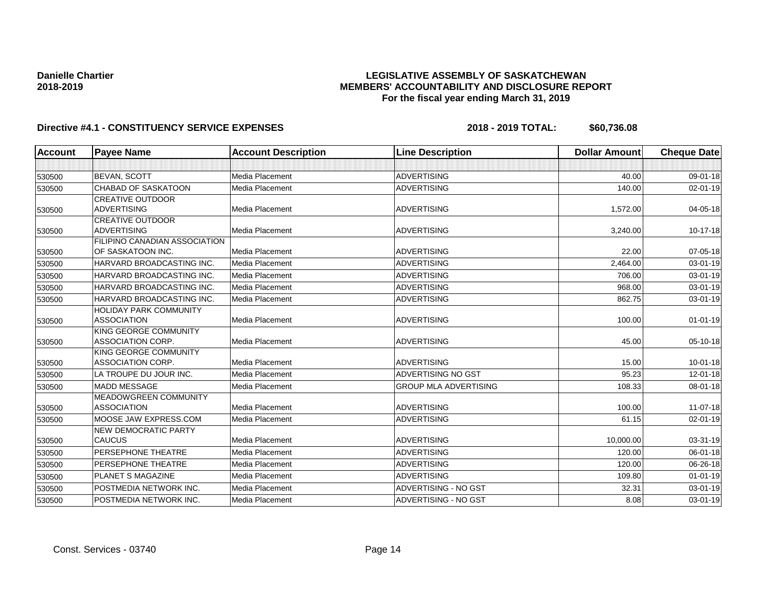**Danielle Chartier**
**2018-2019**

**LEGISLATIVE ASSEMBLY OF SASKATCHEWAN**
**MEMBERS' ACCOUNTABILITY AND DISCLOSURE REPORT**
**For the fiscal year ending March 31, 2019**

**Directive #4.1 - CONSTITUENCY SERVICE EXPENSES** **2018 - 2019 TOTAL: $60,736.08**

| Account | Payee Name | Account Description | Line Description | Dollar Amount | Cheque Date |
|---|---|---|---|---|---|
| | | | | | |
| 530500 | BEVAN, SCOTT | Media Placement | ADVERTISING | 40.00 | 09-01-18 |
| 530500 | CHABAD OF SASKATOON | Media Placement | ADVERTISING | 140.00 | 02-01-19 |
| 530500 | CREATIVE OUTDOOR ADVERTISING | Media Placement | ADVERTISING | 1,572.00 | 04-05-18 |
| 530500 | CREATIVE OUTDOOR ADVERTISING | Media Placement | ADVERTISING | 3,240.00 | 10-17-18 |
| 530500 | FILIPINO CANADIAN ASSOCIATION OF SASKATOON INC. | Media Placement | ADVERTISING | 22.00 | 07-05-18 |
| 530500 | HARVARD BROADCASTING INC. | Media Placement | ADVERTISING | 2,464.00 | 03-01-19 |
| 530500 | HARVARD BROADCASTING INC. | Media Placement | ADVERTISING | 706.00 | 03-01-19 |
| 530500 | HARVARD BROADCASTING INC. | Media Placement | ADVERTISING | 968.00 | 03-01-19 |
| 530500 | HARVARD BROADCASTING INC. | Media Placement | ADVERTISING | 862.75 | 03-01-19 |
| 530500 | HOLIDAY PARK COMMUNITY ASSOCIATION | Media Placement | ADVERTISING | 100.00 | 01-01-19 |
| 530500 | KING GEORGE COMMUNITY ASSOCIATION CORP. | Media Placement | ADVERTISING | 45.00 | 05-10-18 |
| 530500 | KING GEORGE COMMUNITY ASSOCIATION CORP. | Media Placement | ADVERTISING | 15.00 | 10-01-18 |
| 530500 | LA TROUPE DU JOUR INC. | Media Placement | ADVERTISING NO GST | 95.23 | 12-01-18 |
| 530500 | MADD MESSAGE | Media Placement | GROUP MLA ADVERTISING | 108.33 | 08-01-18 |
| 530500 | MEADOWGREEN COMMUNITY ASSOCIATION | Media Placement | ADVERTISING | 100.00 | 11-07-18 |
| 530500 | MOOSE JAW EXPRESS.COM | Media Placement | ADVERTISING | 61.15 | 02-01-19 |
| 530500 | NEW DEMOCRATIC PARTY CAUCUS | Media Placement | ADVERTISING | 10,000.00 | 03-31-19 |
| 530500 | PERSEPHONE THEATRE | Media Placement | ADVERTISING | 120.00 | 06-01-18 |
| 530500 | PERSEPHONE THEATRE | Media Placement | ADVERTISING | 120.00 | 06-26-18 |
| 530500 | PLANET S MAGAZINE | Media Placement | ADVERTISING | 109.80 | 01-01-19 |
| 530500 | POSTMEDIA NETWORK INC. | Media Placement | ADVERTISING - NO GST | 32.31 | 03-01-19 |
| 530500 | POSTMEDIA NETWORK INC. | Media Placement | ADVERTISING - NO GST | 8.08 | 03-01-19 |

Const. Services - 03740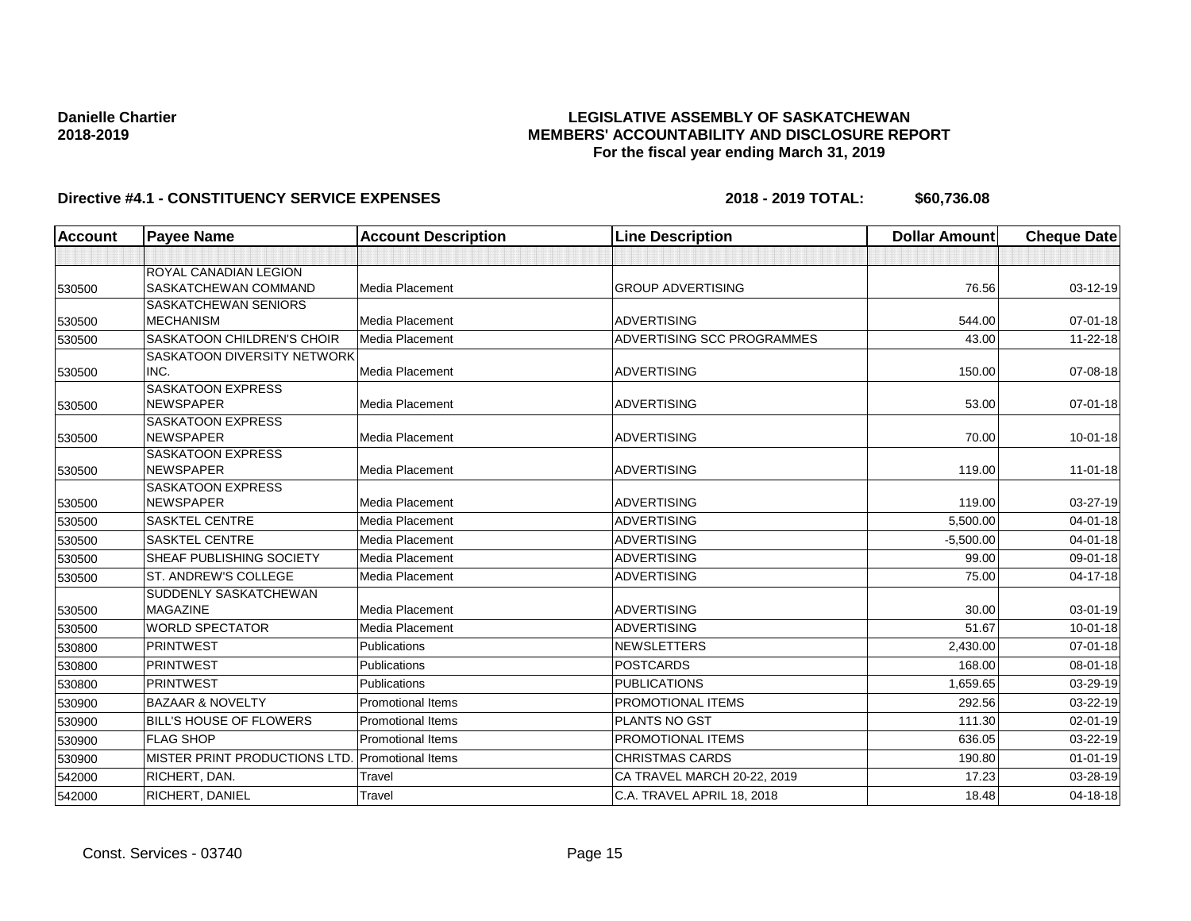**Danielle Chartier**
**2018-2019**

# LEGISLATIVE ASSEMBLY OF SASKATCHEWAN
## MEMBERS' ACCOUNTABILITY AND DISCLOSURE REPORT
### For the fiscal year ending March 31, 2019

**Directive #4.1 - CONSTITUENCY SERVICE EXPENSES** **2018 - 2019 TOTAL: $60,736.08**

| Account | Payee Name | Account Description | Line Description | Dollar Amount | Cheque Date |
|---|---|---|---|---|---|
| | | | | | |
| 530500 | ROYAL CANADIAN LEGION SASKATCHEWAN COMMAND | Media Placement | GROUP ADVERTISING | 76.56 | 03-12-19 |
| 530500 | SASKATCHEWAN SENIORS MECHANISM | Media Placement | ADVERTISING | 544.00 | 07-01-18 |
| 530500 | SASKATOON CHILDREN'S CHOIR | Media Placement | ADVERTISING SCC PROGRAMMES | 43.00 | 11-22-18 |
| 530500 | SASKATOON DIVERSITY NETWORK INC. | Media Placement | ADVERTISING | 150.00 | 07-08-18 |
| 530500 | SASKATOON EXPRESS NEWSPAPER | Media Placement | ADVERTISING | 53.00 | 07-01-18 |
| 530500 | SASKATOON EXPRESS NEWSPAPER | Media Placement | ADVERTISING | 70.00 | 10-01-18 |
| 530500 | SASKATOON EXPRESS NEWSPAPER | Media Placement | ADVERTISING | 119.00 | 11-01-18 |
| 530500 | SASKATOON EXPRESS NEWSPAPER | Media Placement | ADVERTISING | 119.00 | 03-27-19 |
| 530500 | SASKTEL CENTRE | Media Placement | ADVERTISING | 5,500.00 | 04-01-18 |
| 530500 | SASKTEL CENTRE | Media Placement | ADVERTISING | -5,500.00 | 04-01-18 |
| 530500 | SHEAF PUBLISHING SOCIETY | Media Placement | ADVERTISING | 99.00 | 09-01-18 |
| 530500 | ST. ANDREW'S COLLEGE | Media Placement | ADVERTISING | 75.00 | 04-17-18 |
| 530500 | SUDDENLY SASKATCHEWAN MAGAZINE | Media Placement | ADVERTISING | 30.00 | 03-01-19 |
| 530500 | WORLD SPECTATOR | Media Placement | ADVERTISING | 51.67 | 10-01-18 |
| 530800 | PRINTWEST | Publications | NEWSLETTERS | 2,430.00 | 07-01-18 |
| 530800 | PRINTWEST | Publications | POSTCARDS | 168.00 | 08-01-18 |
| 530800 | PRINTWEST | Publications | PUBLICATIONS | 1,659.65 | 03-29-19 |
| 530900 | BAZAAR & NOVELTY | Promotional Items | PROMOTIONAL ITEMS | 292.56 | 03-22-19 |
| 530900 | BILL'S HOUSE OF FLOWERS | Promotional Items | PLANTS NO GST | 111.30 | 02-01-19 |
| 530900 | FLAG SHOP | Promotional Items | PROMOTIONAL ITEMS | 636.05 | 03-22-19 |
| 530900 | MISTER PRINT PRODUCTIONS LTD. | Promotional Items | CHRISTMAS CARDS | 190.80 | 01-01-19 |
| 542000 | RICHERT, DAN. | Travel | CA TRAVEL MARCH 20-22, 2019 | 17.23 | 03-28-19 |
| 542000 | RICHERT, DANIEL | Travel | C.A. TRAVEL APRIL 18, 2018 | 18.48 | 04-18-18 |

Const. Services - 03740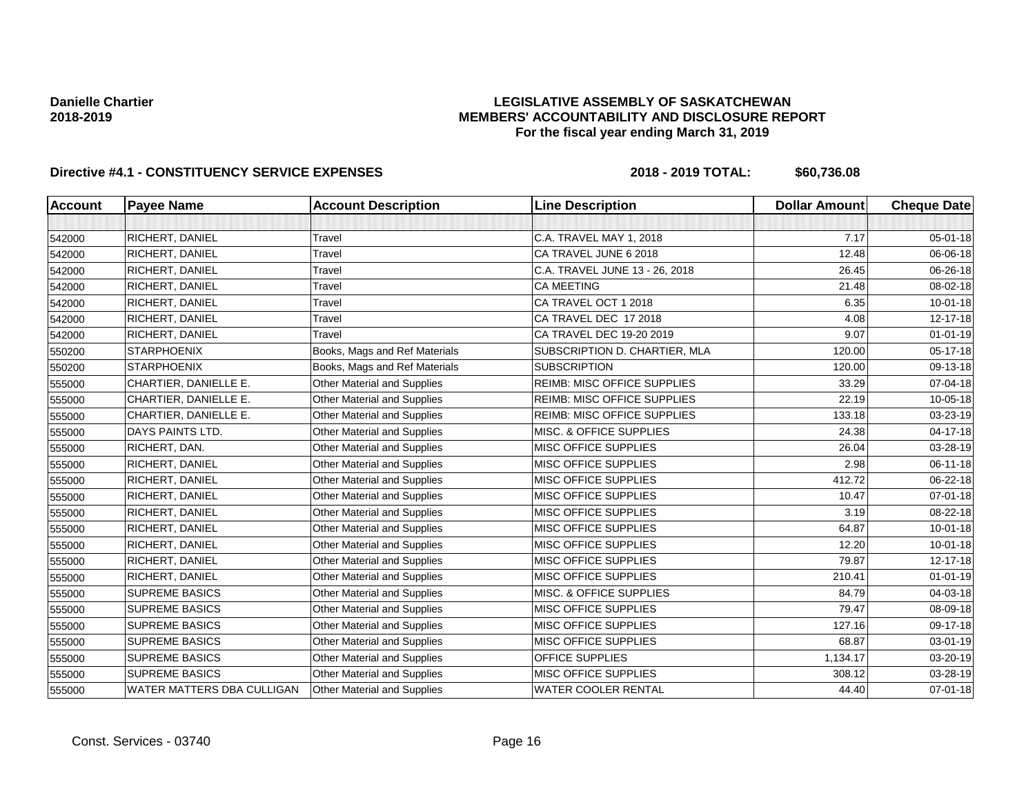**Danielle Chartier**
**2018-2019**

**LEGISLATIVE ASSEMBLY OF SASKATCHEWAN**
**MEMBERS' ACCOUNTABILITY AND DISCLOSURE REPORT**
**For the fiscal year ending March 31, 2019**

**Directive #4.1 - CONSTITUENCY SERVICE EXPENSES** **2018 - 2019 TOTAL: $60,736.08**

| Account | Payee Name | Account Description | Line Description | Dollar Amount | Cheque Date |
|---|---|---|---|---|---|
| | | | | | |
| 542000 | RICHERT, DANIEL | Travel | C.A. TRAVEL MAY 1, 2018 | 7.17 | 05-01-18 |
| 542000 | RICHERT, DANIEL | Travel | CA TRAVEL JUNE 6 2018 | 12.48 | 06-06-18 |
| 542000 | RICHERT, DANIEL | Travel | C.A. TRAVEL JUNE 13 - 26, 2018 | 26.45 | 06-26-18 |
| 542000 | RICHERT, DANIEL | Travel | CA MEETING | 21.48 | 08-02-18 |
| 542000 | RICHERT, DANIEL | Travel | CA TRAVEL OCT 1 2018 | 6.35 | 10-01-18 |
| 542000 | RICHERT, DANIEL | Travel | CA TRAVEL DEC 17 2018 | 4.08 | 12-17-18 |
| 542000 | RICHERT, DANIEL | Travel | CA TRAVEL DEC 19-20 2019 | 9.07 | 01-01-19 |
| 550200 | STARPHOENIX | Books, Mags and Ref Materials | SUBSCRIPTION D. CHARTIER, MLA | 120.00 | 05-17-18 |
| 550200 | STARPHOENIX | Books, Mags and Ref Materials | SUBSCRIPTION | 120.00 | 09-13-18 |
| 555000 | CHARTIER, DANIELLE E. | Other Material and Supplies | REIMB: MISC OFFICE SUPPLIES | 33.29 | 07-04-18 |
| 555000 | CHARTIER, DANIELLE E. | Other Material and Supplies | REIMB: MISC OFFICE SUPPLIES | 22.19 | 10-05-18 |
| 555000 | CHARTIER, DANIELLE E. | Other Material and Supplies | REIMB: MISC OFFICE SUPPLIES | 133.18 | 03-23-19 |
| 555000 | DAYS PAINTS LTD. | Other Material and Supplies | MISC. & OFFICE SUPPLIES | 24.38 | 04-17-18 |
| 555000 | RICHERT, DAN. | Other Material and Supplies | MISC OFFICE SUPPLIES | 26.04 | 03-28-19 |
| 555000 | RICHERT, DANIEL | Other Material and Supplies | MISC OFFICE SUPPLIES | 2.98 | 06-11-18 |
| 555000 | RICHERT, DANIEL | Other Material and Supplies | MISC OFFICE SUPPLIES | 412.72 | 06-22-18 |
| 555000 | RICHERT, DANIEL | Other Material and Supplies | MISC OFFICE SUPPLIES | 10.47 | 07-01-18 |
| 555000 | RICHERT, DANIEL | Other Material and Supplies | MISC OFFICE SUPPLIES | 3.19 | 08-22-18 |
| 555000 | RICHERT, DANIEL | Other Material and Supplies | MISC OFFICE SUPPLIES | 64.87 | 10-01-18 |
| 555000 | RICHERT, DANIEL | Other Material and Supplies | MISC OFFICE SUPPLIES | 12.20 | 10-01-18 |
| 555000 | RICHERT, DANIEL | Other Material and Supplies | MISC OFFICE SUPPLIES | 79.87 | 12-17-18 |
| 555000 | RICHERT, DANIEL | Other Material and Supplies | MISC OFFICE SUPPLIES | 210.41 | 01-01-19 |
| 555000 | SUPREME BASICS | Other Material and Supplies | MISC. & OFFICE SUPPLIES | 84.79 | 04-03-18 |
| 555000 | SUPREME BASICS | Other Material and Supplies | MISC OFFICE SUPPLIES | 79.47 | 08-09-18 |
| 555000 | SUPREME BASICS | Other Material and Supplies | MISC OFFICE SUPPLIES | 127.16 | 09-17-18 |
| 555000 | SUPREME BASICS | Other Material and Supplies | MISC OFFICE SUPPLIES | 68.87 | 03-01-19 |
| 555000 | SUPREME BASICS | Other Material and Supplies | OFFICE SUPPLIES | 1,134.17 | 03-20-19 |
| 555000 | SUPREME BASICS | Other Material and Supplies | MISC OFFICE SUPPLIES | 308.12 | 03-28-19 |
| 555000 | WATER MATTERS DBA CULLIGAN | Other Material and Supplies | WATER COOLER RENTAL | 44.40 | 07-01-18 |

Const. Services - 03740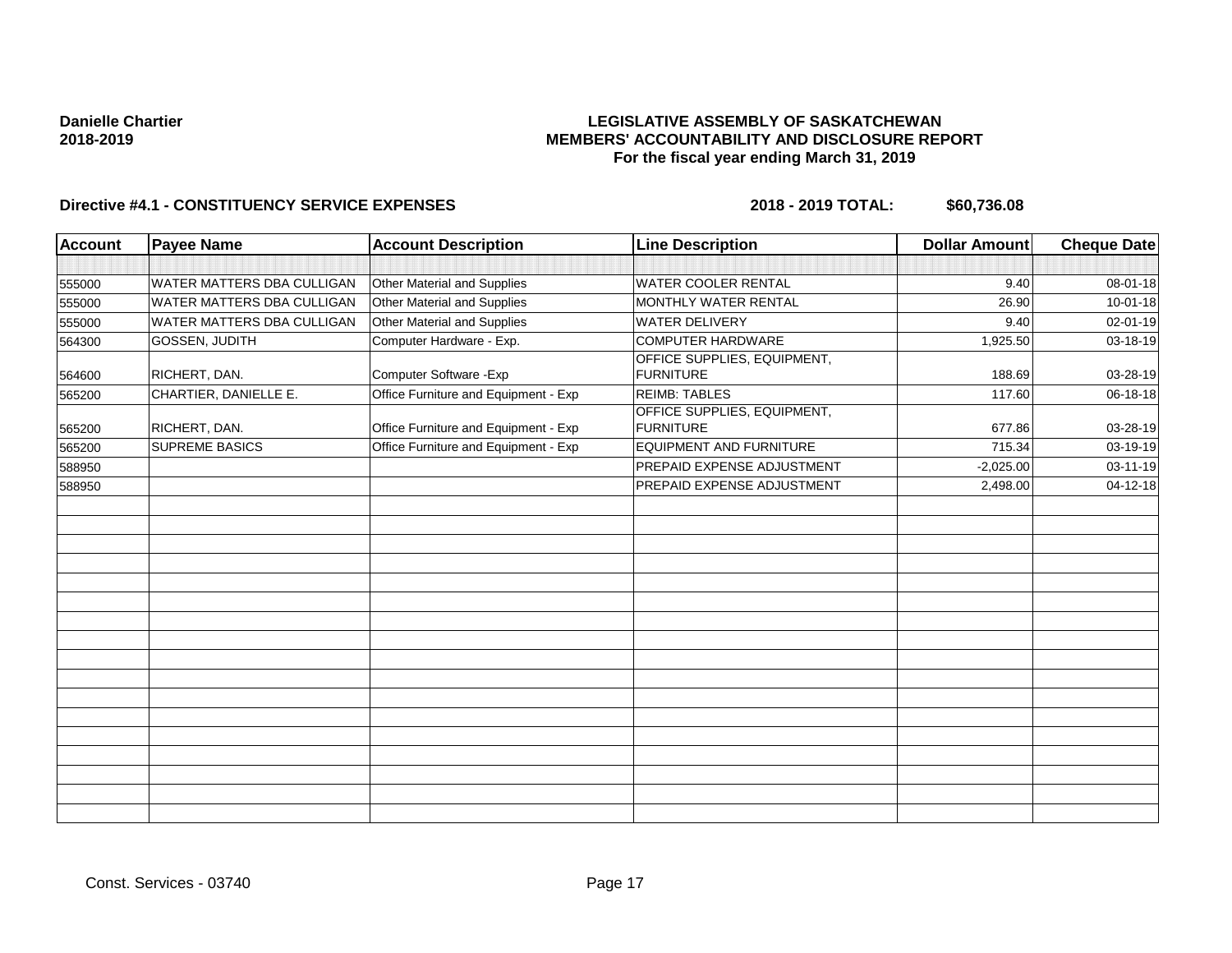**Danielle Chartier**
**2018-2019**

# LEGISLATIVE ASSEMBLY OF SASKATCHEWAN
## MEMBERS' ACCOUNTABILITY AND DISCLOSURE REPORT
### For the fiscal year ending March 31, 2019

**Directive #4.1 - CONSTITUENCY SERVICE EXPENSES** **2018 - 2019 TOTAL: $60,736.08**

| Account | Payee Name | Account Description | Line Description | Dollar Amount | Cheque Date |
|---|---|---|---|---|---|
| 555000 | WATER MATTERS DBA CULLIGAN | Other Material and Supplies | WATER COOLER RENTAL | 9.40 | 08-01-18 |
| 555000 | WATER MATTERS DBA CULLIGAN | Other Material and Supplies | MONTHLY WATER RENTAL | 26.90 | 10-01-18 |
| 555000 | WATER MATTERS DBA CULLIGAN | Other Material and Supplies | WATER DELIVERY | 9.40 | 02-01-19 |
| 564300 | GOSSEN, JUDITH | Computer Hardware - Exp. | COMPUTER HARDWARE | 1,925.50 | 03-18-19 |
| 564600 | RICHERT, DAN. | Computer Software -Exp | OFFICE SUPPLIES, EQUIPMENT, FURNITURE | 188.69 | 03-28-19 |
| 565200 | CHARTIER, DANIELLE E. | Office Furniture and Equipment - Exp | REIMB: TABLES | 117.60 | 06-18-18 |
| 565200 | RICHERT, DAN. | Office Furniture and Equipment - Exp | OFFICE SUPPLIES, EQUIPMENT, FURNITURE | 677.86 | 03-28-19 |
| 565200 | SUPREME BASICS | Office Furniture and Equipment - Exp | EQUIPMENT AND FURNITURE | 715.34 | 03-19-19 |
| 588950 | | | PREPAID EXPENSE ADJUSTMENT | -2,025.00 | 03-11-19 |
| 588950 | | | PREPAID EXPENSE ADJUSTMENT | 2,498.00 | 04-12-18 |

Const. Services - 03740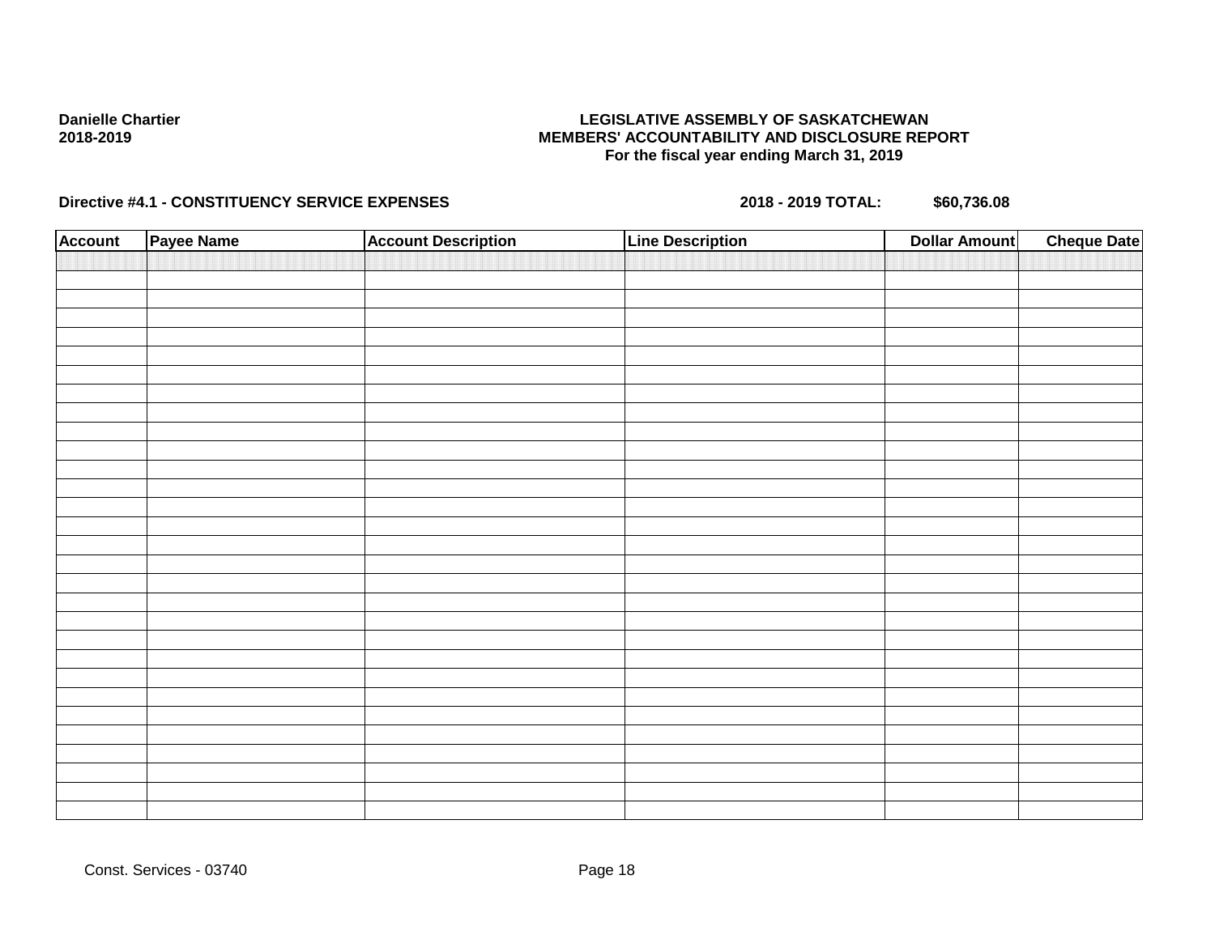**Danielle Chartier**
**2018-2019**

**LEGISLATIVE ASSEMBLY OF SASKATCHEWAN**
**MEMBERS' ACCOUNTABILITY AND DISCLOSURE REPORT**
**For the fiscal year ending March 31, 2019**

**Directive #4.1 - CONSTITUENCY SERVICE EXPENSES** **2018 - 2019 TOTAL: $60,736.08**

| Account | Payee Name | Account Description | Line Description | Dollar Amount | Cheque Date |
|---|---|---|---|---|---|
| | | | | | |

Const. Services - 03740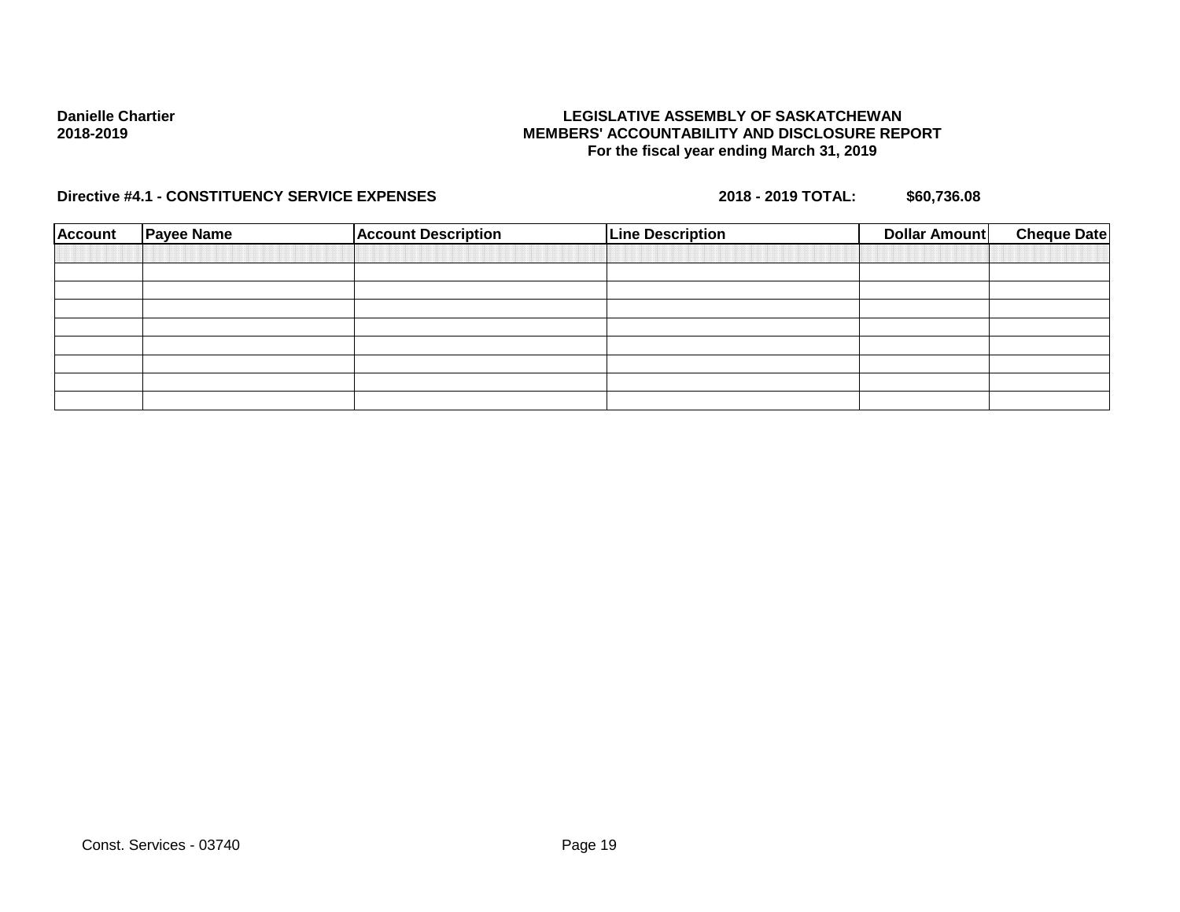**Danielle Chartier**
**2018-2019**

**LEGISLATIVE ASSEMBLY OF SASKATCHEWAN**
**MEMBERS' ACCOUNTABILITY AND DISCLOSURE REPORT**
**For the fiscal year ending March 31, 2019**

**Directive #4.1 - CONSTITUENCY SERVICE EXPENSES** **2018 - 2019 TOTAL:** **$60,736.08**

| Account | Payee Name | Account Description | Line Description | Dollar Amount | Cheque Date |
|---|---|---|---|---|---|
| | | | | | |
| | | | | | |
| | | | | | |
| | | | | | |
| | | | | | |
| | | | | | |
| | | | | | |
| | | | | | |

Const. Services - 03740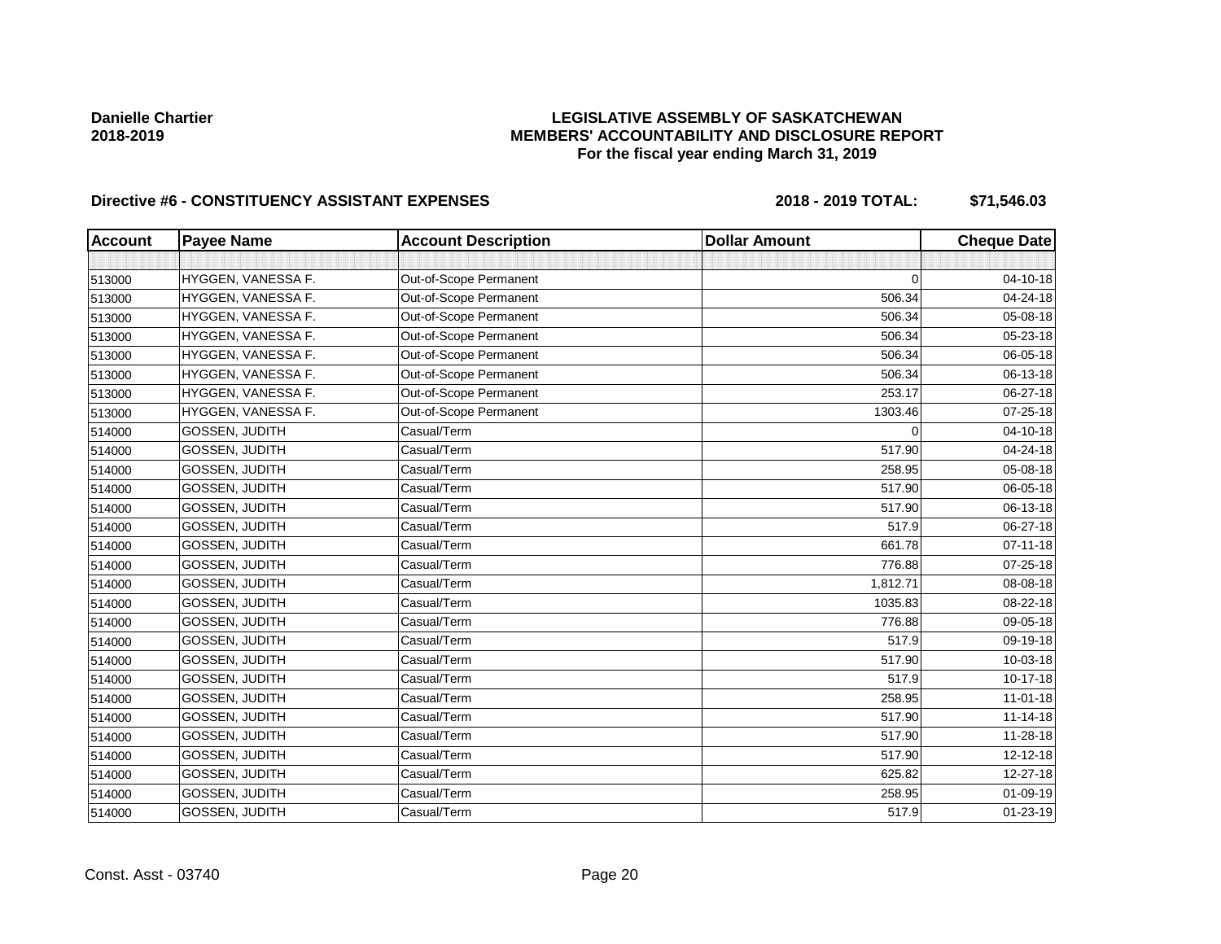**Danielle Chartier**
**2018-2019**

**LEGISLATIVE ASSEMBLY OF SASKATCHEWAN**
**MEMBERS' ACCOUNTABILITY AND DISCLOSURE REPORT**
**For the fiscal year ending March 31, 2019**

**Directive #6 - CONSTITUENCY ASSISTANT EXPENSES** **2018 - 2019 TOTAL: $71,546.03**

| Account | Payee Name | Account Description | Dollar Amount | Cheque Date |
|---|---|---|---|---|
| | | | | |
| 513000 | HYGGEN, VANESSA F. | Out-of-Scope Permanent | 0 | 04-10-18 |
| 513000 | HYGGEN, VANESSA F. | Out-of-Scope Permanent | 506.34 | 04-24-18 |
| 513000 | HYGGEN, VANESSA F. | Out-of-Scope Permanent | 506.34 | 05-08-18 |
| 513000 | HYGGEN, VANESSA F. | Out-of-Scope Permanent | 506.34 | 05-23-18 |
| 513000 | HYGGEN, VANESSA F. | Out-of-Scope Permanent | 506.34 | 06-05-18 |
| 513000 | HYGGEN, VANESSA F. | Out-of-Scope Permanent | 506.34 | 06-13-18 |
| 513000 | HYGGEN, VANESSA F. | Out-of-Scope Permanent | 253.17 | 06-27-18 |
| 513000 | HYGGEN, VANESSA F. | Out-of-Scope Permanent | 1303.46 | 07-25-18 |
| 514000 | GOSSEN, JUDITH | Casual/Term | 0 | 04-10-18 |
| 514000 | GOSSEN, JUDITH | Casual/Term | 517.90 | 04-24-18 |
| 514000 | GOSSEN, JUDITH | Casual/Term | 258.95 | 05-08-18 |
| 514000 | GOSSEN, JUDITH | Casual/Term | 517.90 | 06-05-18 |
| 514000 | GOSSEN, JUDITH | Casual/Term | 517.90 | 06-13-18 |
| 514000 | GOSSEN, JUDITH | Casual/Term | 517.9 | 06-27-18 |
| 514000 | GOSSEN, JUDITH | Casual/Term | 661.78 | 07-11-18 |
| 514000 | GOSSEN, JUDITH | Casual/Term | 776.88 | 07-25-18 |
| 514000 | GOSSEN, JUDITH | Casual/Term | 1,812.71 | 08-08-18 |
| 514000 | GOSSEN, JUDITH | Casual/Term | 1035.83 | 08-22-18 |
| 514000 | GOSSEN, JUDITH | Casual/Term | 776.88 | 09-05-18 |
| 514000 | GOSSEN, JUDITH | Casual/Term | 517.9 | 09-19-18 |
| 514000 | GOSSEN, JUDITH | Casual/Term | 517.90 | 10-03-18 |
| 514000 | GOSSEN, JUDITH | Casual/Term | 517.9 | 10-17-18 |
| 514000 | GOSSEN, JUDITH | Casual/Term | 258.95 | 11-01-18 |
| 514000 | GOSSEN, JUDITH | Casual/Term | 517.90 | 11-14-18 |
| 514000 | GOSSEN, JUDITH | Casual/Term | 517.90 | 11-28-18 |
| 514000 | GOSSEN, JUDITH | Casual/Term | 517.90 | 12-12-18 |
| 514000 | GOSSEN, JUDITH | Casual/Term | 625.82 | 12-27-18 |
| 514000 | GOSSEN, JUDITH | Casual/Term | 258.95 | 01-09-19 |
| 514000 | GOSSEN, JUDITH | Casual/Term | 517.9 | 01-23-19 |

Const. Asst - 03740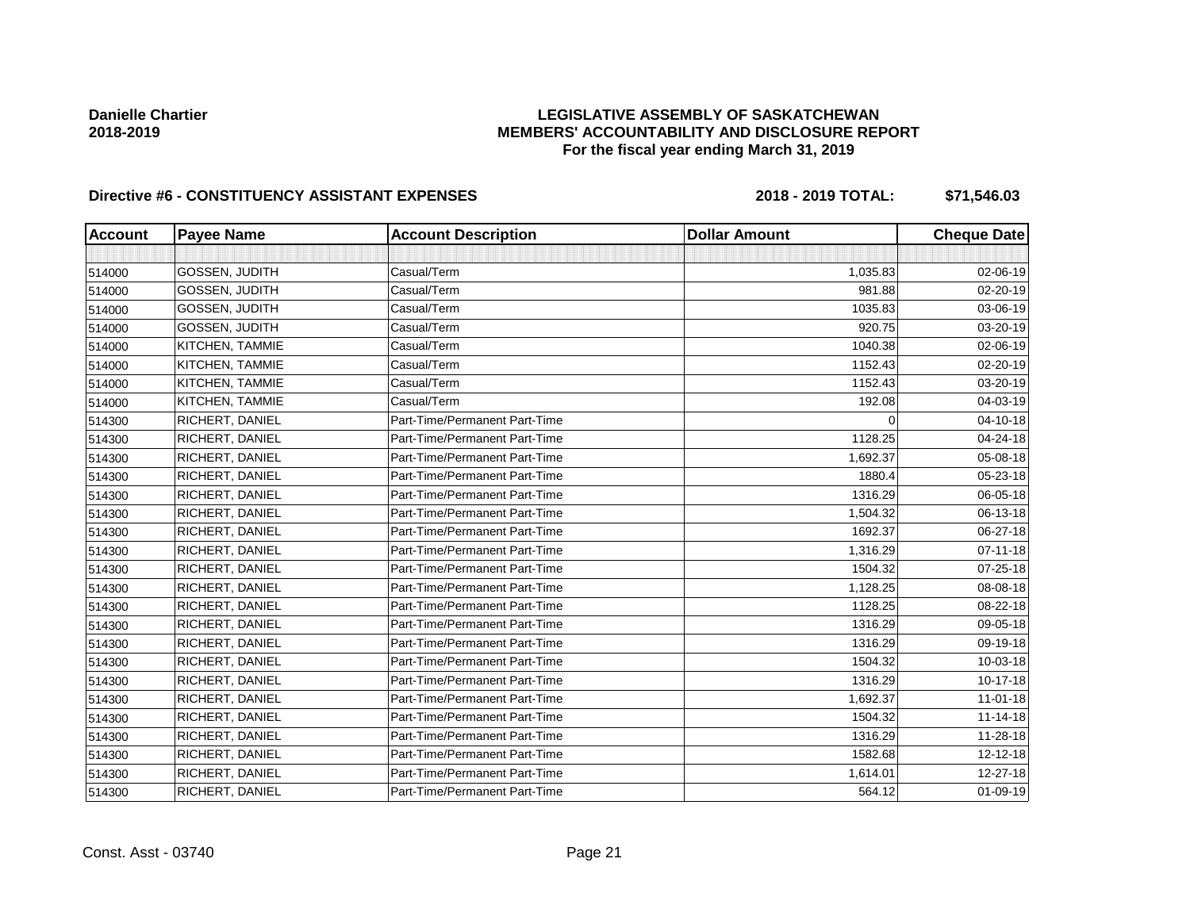**Danielle Chartier**
**2018-2019**

**LEGISLATIVE ASSEMBLY OF SASKATCHEWAN**
**MEMBERS' ACCOUNTABILITY AND DISCLOSURE REPORT**
**For the fiscal year ending March 31, 2019**

**Directive #6 - CONSTITUENCY ASSISTANT EXPENSES** **2018 - 2019 TOTAL: $71,546.03**

| Account | Payee Name | Account Description | Dollar Amount | Cheque Date |
|---|---|---|---|---|
| | | | | |
| 514000 | GOSSEN, JUDITH | Casual/Term | 1,035.83 | 02-06-19 |
| 514000 | GOSSEN, JUDITH | Casual/Term | 981.88 | 02-20-19 |
| 514000 | GOSSEN, JUDITH | Casual/Term | 1035.83 | 03-06-19 |
| 514000 | GOSSEN, JUDITH | Casual/Term | 920.75 | 03-20-19 |
| 514000 | KITCHEN, TAMMIE | Casual/Term | 1040.38 | 02-06-19 |
| 514000 | KITCHEN, TAMMIE | Casual/Term | 1152.43 | 02-20-19 |
| 514000 | KITCHEN, TAMMIE | Casual/Term | 1152.43 | 03-20-19 |
| 514000 | KITCHEN, TAMMIE | Casual/Term | 192.08 | 04-03-19 |
| 514300 | RICHERT, DANIEL | Part-Time/Permanent Part-Time | 0 | 04-10-18 |
| 514300 | RICHERT, DANIEL | Part-Time/Permanent Part-Time | 1128.25 | 04-24-18 |
| 514300 | RICHERT, DANIEL | Part-Time/Permanent Part-Time | 1,692.37 | 05-08-18 |
| 514300 | RICHERT, DANIEL | Part-Time/Permanent Part-Time | 1880.4 | 05-23-18 |
| 514300 | RICHERT, DANIEL | Part-Time/Permanent Part-Time | 1316.29 | 06-05-18 |
| 514300 | RICHERT, DANIEL | Part-Time/Permanent Part-Time | 1,504.32 | 06-13-18 |
| 514300 | RICHERT, DANIEL | Part-Time/Permanent Part-Time | 1692.37 | 06-27-18 |
| 514300 | RICHERT, DANIEL | Part-Time/Permanent Part-Time | 1,316.29 | 07-11-18 |
| 514300 | RICHERT, DANIEL | Part-Time/Permanent Part-Time | 1504.32 | 07-25-18 |
| 514300 | RICHERT, DANIEL | Part-Time/Permanent Part-Time | 1,128.25 | 08-08-18 |
| 514300 | RICHERT, DANIEL | Part-Time/Permanent Part-Time | 1128.25 | 08-22-18 |
| 514300 | RICHERT, DANIEL | Part-Time/Permanent Part-Time | 1316.29 | 09-05-18 |
| 514300 | RICHERT, DANIEL | Part-Time/Permanent Part-Time | 1316.29 | 09-19-18 |
| 514300 | RICHERT, DANIEL | Part-Time/Permanent Part-Time | 1504.32 | 10-03-18 |
| 514300 | RICHERT, DANIEL | Part-Time/Permanent Part-Time | 1316.29 | 10-17-18 |
| 514300 | RICHERT, DANIEL | Part-Time/Permanent Part-Time | 1,692.37 | 11-01-18 |
| 514300 | RICHERT, DANIEL | Part-Time/Permanent Part-Time | 1504.32 | 11-14-18 |
| 514300 | RICHERT, DANIEL | Part-Time/Permanent Part-Time | 1316.29 | 11-28-18 |
| 514300 | RICHERT, DANIEL | Part-Time/Permanent Part-Time | 1582.68 | 12-12-18 |
| 514300 | RICHERT, DANIEL | Part-Time/Permanent Part-Time | 1,614.01 | 12-27-18 |
| 514300 | RICHERT, DANIEL | Part-Time/Permanent Part-Time | 564.12 | 01-09-19 |

Const. Asst - 03740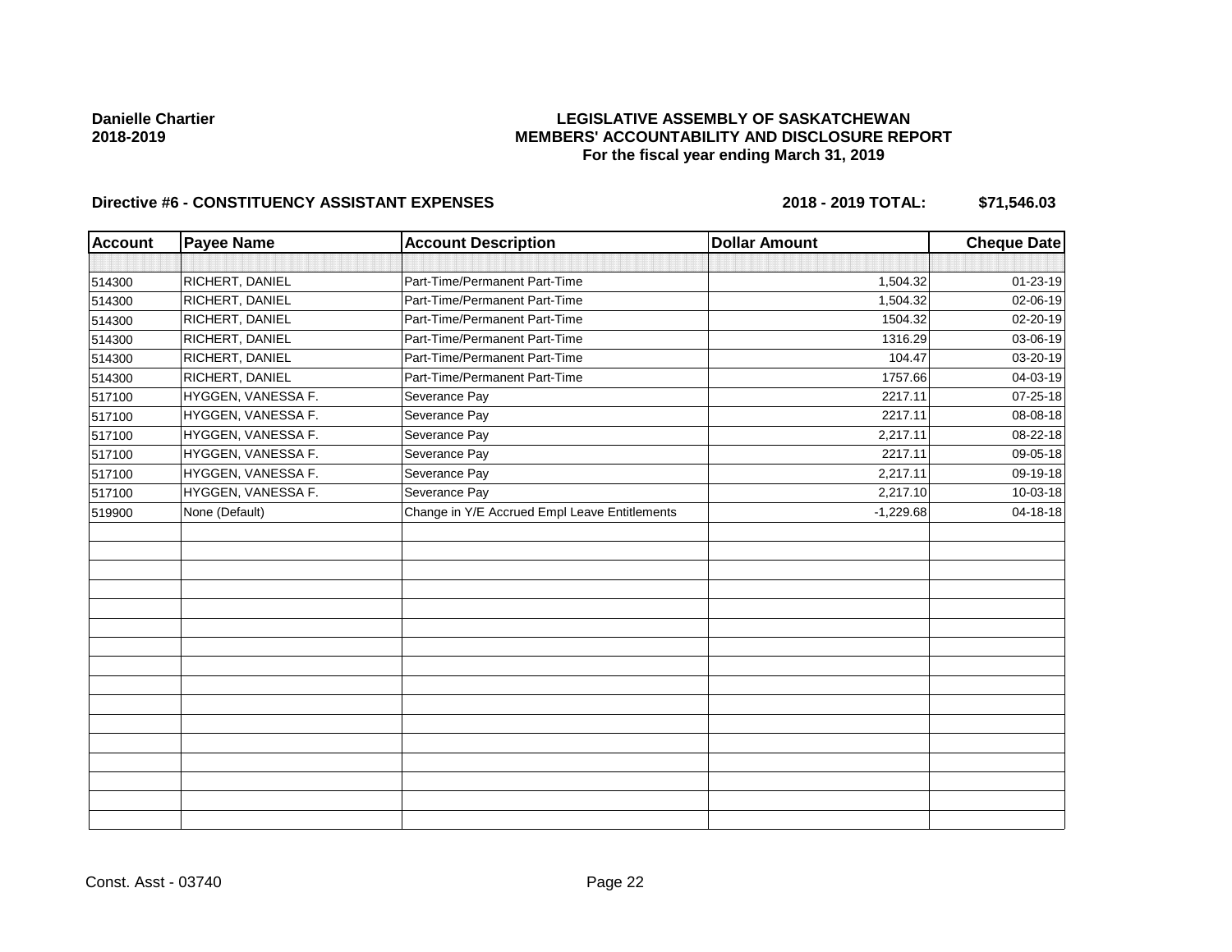**Danielle Chartier**
**2018-2019**

# LEGISLATIVE ASSEMBLY OF SASKATCHEWAN
## MEMBERS' ACCOUNTABILITY AND DISCLOSURE REPORT
### For the fiscal year ending March 31, 2019

**Directive #6 - CONSTITUENCY ASSISTANT EXPENSES** **2018 - 2019 TOTAL: $71,546.03**

| Account | Payee Name | Account Description | Dollar Amount | Cheque Date |
|---|---|---|---|---|
| | | | | |
| 514300 | RICHERT, DANIEL | Part-Time/Permanent Part-Time | 1,504.32 | 01-23-19 |
| 514300 | RICHERT, DANIEL | Part-Time/Permanent Part-Time | 1,504.32 | 02-06-19 |
| 514300 | RICHERT, DANIEL | Part-Time/Permanent Part-Time | 1504.32 | 02-20-19 |
| 514300 | RICHERT, DANIEL | Part-Time/Permanent Part-Time | 1316.29 | 03-06-19 |
| 514300 | RICHERT, DANIEL | Part-Time/Permanent Part-Time | 104.47 | 03-20-19 |
| 514300 | RICHERT, DANIEL | Part-Time/Permanent Part-Time | 1757.66 | 04-03-19 |
| 517100 | HYGGEN, VANESSA F. | Severance Pay | 2217.11 | 07-25-18 |
| 517100 | HYGGEN, VANESSA F. | Severance Pay | 2217.11 | 08-08-18 |
| 517100 | HYGGEN, VANESSA F. | Severance Pay | 2,217.11 | 08-22-18 |
| 517100 | HYGGEN, VANESSA F. | Severance Pay | 2217.11 | 09-05-18 |
| 517100 | HYGGEN, VANESSA F. | Severance Pay | 2,217.11 | 09-19-18 |
| 517100 | HYGGEN, VANESSA F. | Severance Pay | 2,217.10 | 10-03-18 |
| 519900 | None (Default) | Change in Y/E Accrued Empl Leave Entitlements | -1,229.68 | 04-18-18 |

Const. Asst - 03740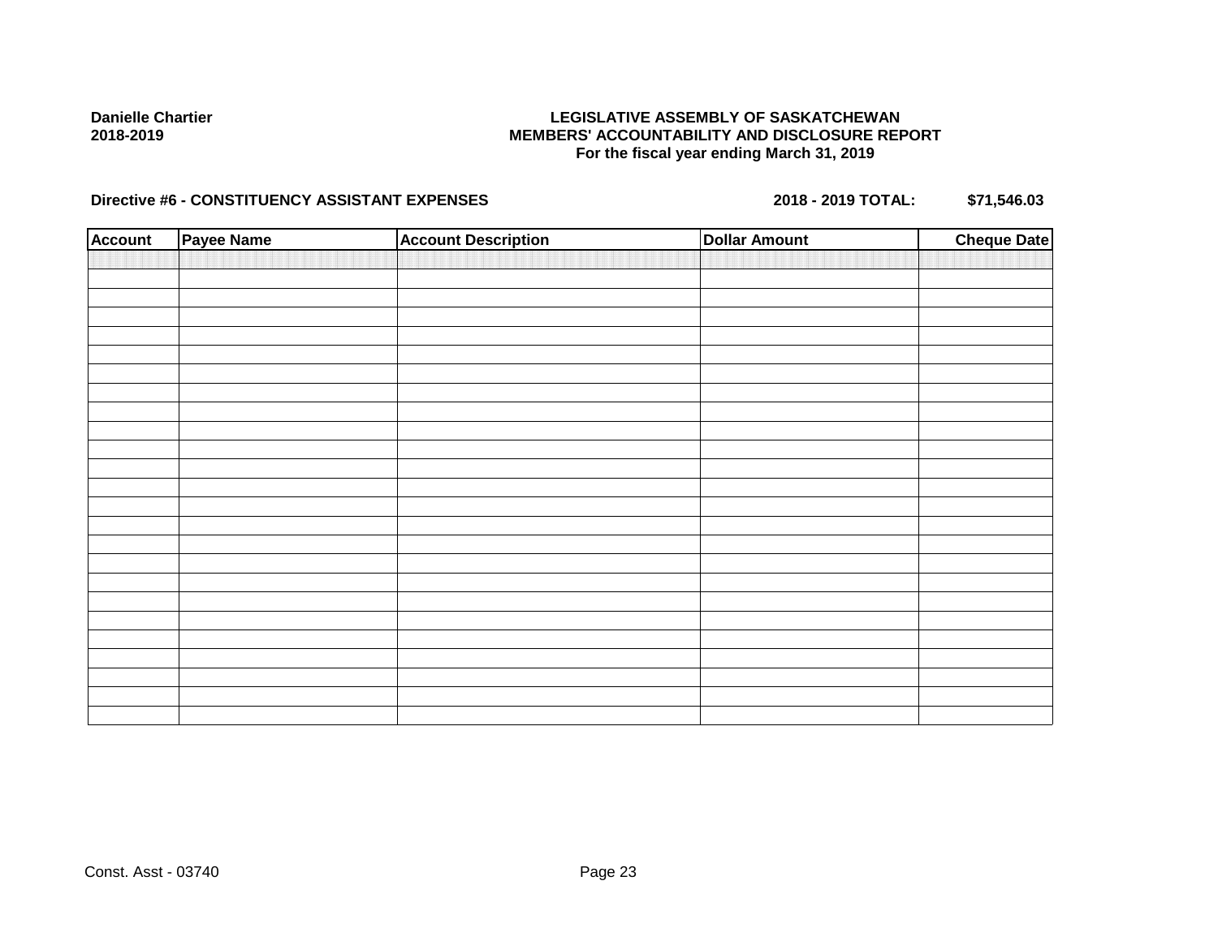**Danielle Chartier**
**2018-2019**

**LEGISLATIVE ASSEMBLY OF SASKATCHEWAN**
**MEMBERS' ACCOUNTABILITY AND DISCLOSURE REPORT**
**For the fiscal year ending March 31, 2019**

**Directive #6 - CONSTITUENCY ASSISTANT EXPENSES** **2018 - 2019 TOTAL:** **$71,546.03**

| Account | Payee Name | Account Description | Dollar Amount | Cheque Date |
|---|---|---|---|---|
| | | | | |

Const. Asst - 03740